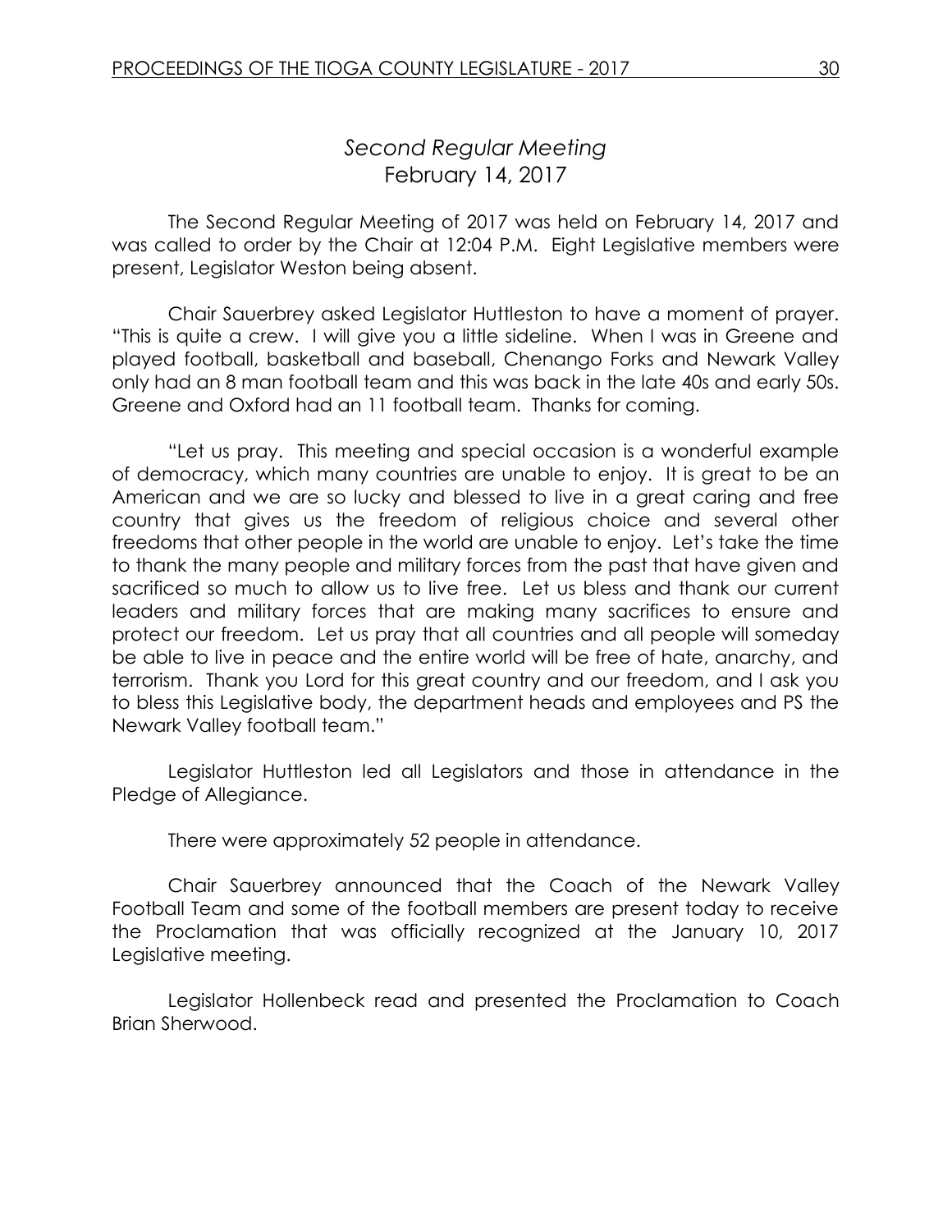## *Second Regular Meeting*
## February 14, 2017

The Second Regular Meeting of 2017 was held on February 14, 2017 and was called to order by the Chair at 12:04 P.M. Eight Legislative members were present, Legislator Weston being absent.

Chair Sauerbrey asked Legislator Huttleston to have a moment of prayer. "This is quite a crew. I will give you a little sideline. When I was in Greene and played football, basketball and baseball, Chenango Forks and Newark Valley only had an 8 man football team and this was back in the late 40s and early 50s. Greene and Oxford had an 11 football team. Thanks for coming.

"Let us pray. This meeting and special occasion is a wonderful example of democracy, which many countries are unable to enjoy. It is great to be an American and we are so lucky and blessed to live in a great caring and free country that gives us the freedom of religious choice and several other freedoms that other people in the world are unable to enjoy. Let's take the time to thank the many people and military forces from the past that have given and sacrificed so much to allow us to live free. Let us bless and thank our current leaders and military forces that are making many sacrifices to ensure and protect our freedom. Let us pray that all countries and all people will someday be able to live in peace and the entire world will be free of hate, anarchy, and terrorism. Thank you Lord for this great country and our freedom, and I ask you to bless this Legislative body, the department heads and employees and PS the Newark Valley football team."

Legislator Huttleston led all Legislators and those in attendance in the Pledge of Allegiance.

There were approximately 52 people in attendance.

Chair Sauerbrey announced that the Coach of the Newark Valley Football Team and some of the football members are present today to receive the Proclamation that was officially recognized at the January 10, 2017 Legislative meeting.

Legislator Hollenbeck read and presented the Proclamation to Coach Brian Sherwood.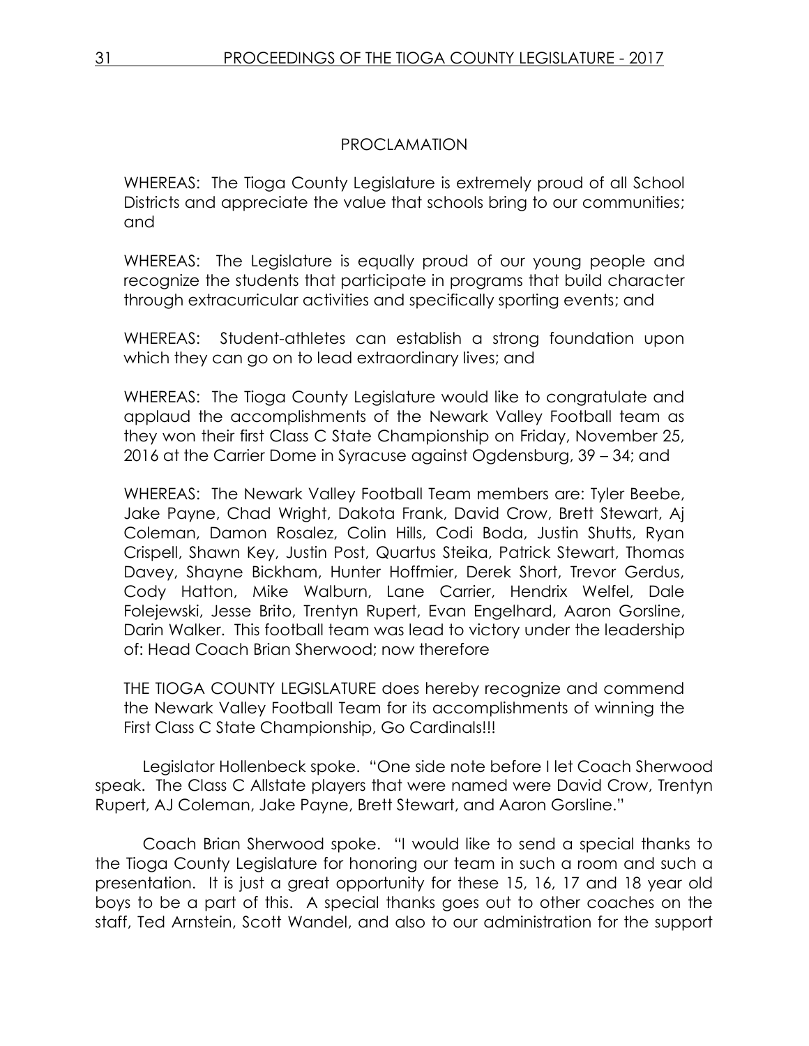## PROCLAMATION

WHEREAS: The Tioga County Legislature is extremely proud of all School Districts and appreciate the value that schools bring to our communities; and

WHEREAS: The Legislature is equally proud of our young people and recognize the students that participate in programs that build character through extracurricular activities and specifically sporting events; and

WHEREAS: Student-athletes can establish a strong foundation upon which they can go on to lead extraordinary lives; and

WHEREAS: The Tioga County Legislature would like to congratulate and applaud the accomplishments of the Newark Valley Football team as they won their first Class C State Championship on Friday, November 25, 2016 at the Carrier Dome in Syracuse against Ogdensburg, 39 – 34; and

WHEREAS: The Newark Valley Football Team members are: Tyler Beebe, Jake Payne, Chad Wright, Dakota Frank, David Crow, Brett Stewart, Aj Coleman, Damon Rosalez, Colin Hills, Codi Boda, Justin Shutts, Ryan Crispell, Shawn Key, Justin Post, Quartus Steika, Patrick Stewart, Thomas Davey, Shayne Bickham, Hunter Hoffmier, Derek Short, Trevor Gerdus, Cody Hatton, Mike Walburn, Lane Carrier, Hendrix Welfel, Dale Folejewski, Jesse Brito, Trentyn Rupert, Evan Engelhard, Aaron Gorsline, Darin Walker. This football team was lead to victory under the leadership of: Head Coach Brian Sherwood; now therefore

THE TIOGA COUNTY LEGISLATURE does hereby recognize and commend the Newark Valley Football Team for its accomplishments of winning the First Class C State Championship, Go Cardinals!!!

Legislator Hollenbeck spoke. "One side note before I let Coach Sherwood speak. The Class C Allstate players that were named were David Crow, Trentyn Rupert, AJ Coleman, Jake Payne, Brett Stewart, and Aaron Gorsline."

Coach Brian Sherwood spoke. "I would like to send a special thanks to the Tioga County Legislature for honoring our team in such a room and such a presentation. It is just a great opportunity for these 15, 16, 17 and 18 year old boys to be a part of this. A special thanks goes out to other coaches on the staff, Ted Arnstein, Scott Wandel, and also to our administration for the support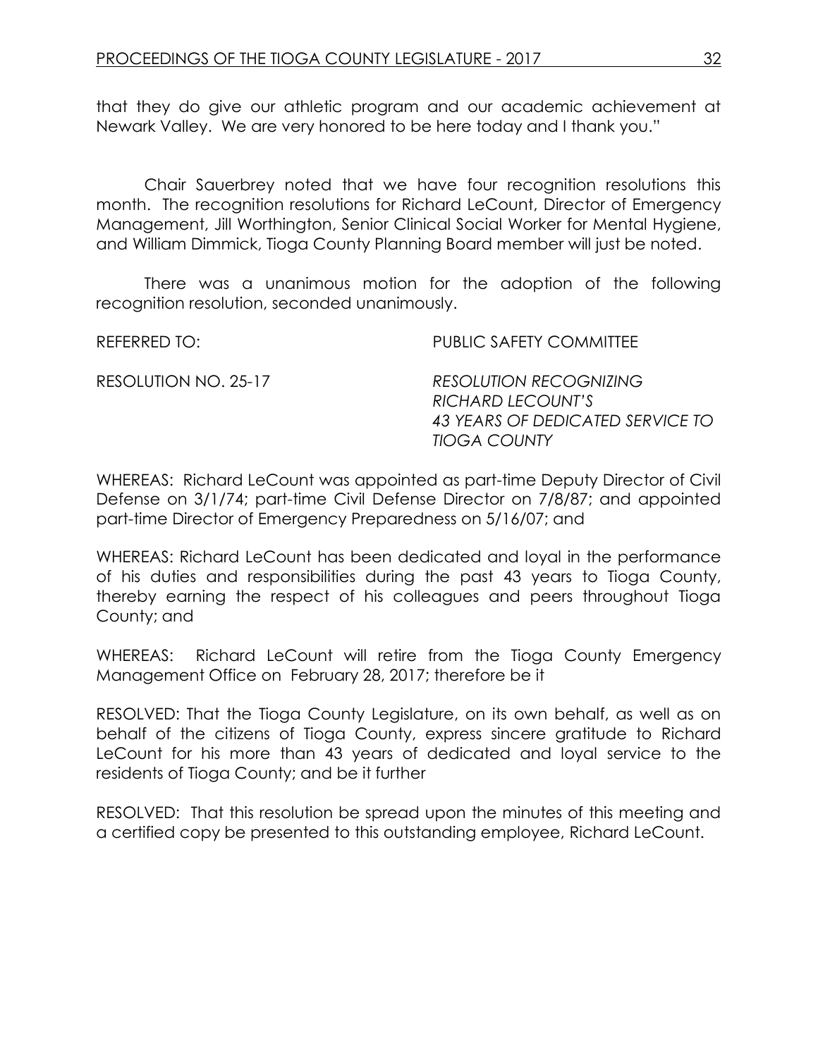that they do give our athletic program and our academic achievement at Newark Valley. We are very honored to be here today and I thank you."

Chair Sauerbrey noted that we have four recognition resolutions this month. The recognition resolutions for Richard LeCount, Director of Emergency Management, Jill Worthington, Senior Clinical Social Worker for Mental Hygiene, and William Dimmick, Tioga County Planning Board member will just be noted.

There was a unanimous motion for the adoption of the following recognition resolution, seconded unanimously.

REFERRED TO: PUBLIC SAFETY COMMITTEE

RESOLUTION NO. 25-17 *RESOLUTION RECOGNIZING RICHARD LECOUNT'S 43 YEARS OF DEDICATED SERVICE TO TIOGA COUNTY*

WHEREAS: Richard LeCount was appointed as part-time Deputy Director of Civil Defense on 3/1/74; part-time Civil Defense Director on 7/8/87; and appointed part-time Director of Emergency Preparedness on 5/16/07; and

WHEREAS: Richard LeCount has been dedicated and loyal in the performance of his duties and responsibilities during the past 43 years to Tioga County, thereby earning the respect of his colleagues and peers throughout Tioga County; and

WHEREAS: Richard LeCount will retire from the Tioga County Emergency Management Office on February 28, 2017; therefore be it

RESOLVED: That the Tioga County Legislature, on its own behalf, as well as on behalf of the citizens of Tioga County, express sincere gratitude to Richard LeCount for his more than 43 years of dedicated and loyal service to the residents of Tioga County; and be it further

RESOLVED: That this resolution be spread upon the minutes of this meeting and a certified copy be presented to this outstanding employee, Richard LeCount.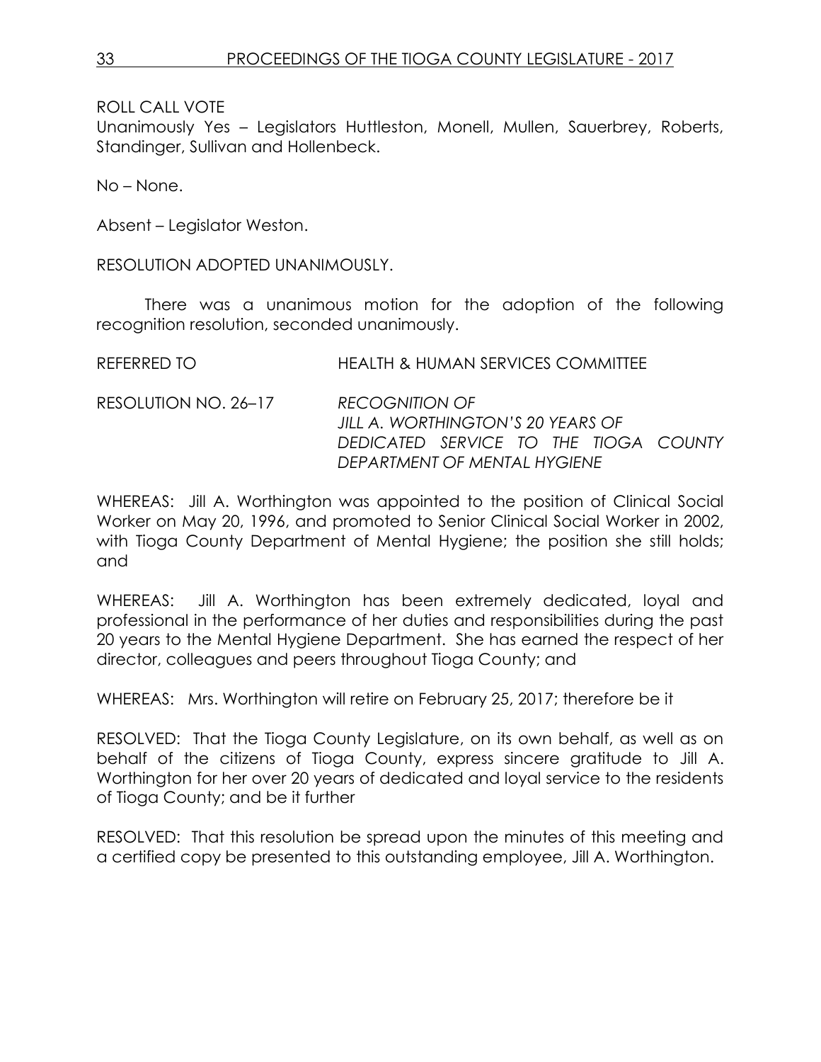ROLL CALL VOTE
Unanimously Yes – Legislators Huttleston, Monell, Mullen, Sauerbrey, Roberts, Standinger, Sullivan and Hollenbeck.

No – None.

Absent – Legislator Weston.

RESOLUTION ADOPTED UNANIMOUSLY.

There was a unanimous motion for the adoption of the following recognition resolution, seconded unanimously.

REFERRED TO HEALTH & HUMAN SERVICES COMMITTEE

RESOLUTION NO. 26–17 *RECOGNITION OF JILL A. WORTHINGTON'S 20 YEARS OF DEDICATED SERVICE TO THE TIOGA COUNTY DEPARTMENT OF MENTAL HYGIENE*

WHEREAS: Jill A. Worthington was appointed to the position of Clinical Social Worker on May 20, 1996, and promoted to Senior Clinical Social Worker in 2002, with Tioga County Department of Mental Hygiene; the position she still holds; and

WHEREAS: Jill A. Worthington has been extremely dedicated, loyal and professional in the performance of her duties and responsibilities during the past 20 years to the Mental Hygiene Department. She has earned the respect of her director, colleagues and peers throughout Tioga County; and

WHEREAS: Mrs. Worthington will retire on February 25, 2017; therefore be it

RESOLVED: That the Tioga County Legislature, on its own behalf, as well as on behalf of the citizens of Tioga County, express sincere gratitude to Jill A. Worthington for her over 20 years of dedicated and loyal service to the residents of Tioga County; and be it further

RESOLVED: That this resolution be spread upon the minutes of this meeting and a certified copy be presented to this outstanding employee, Jill A. Worthington.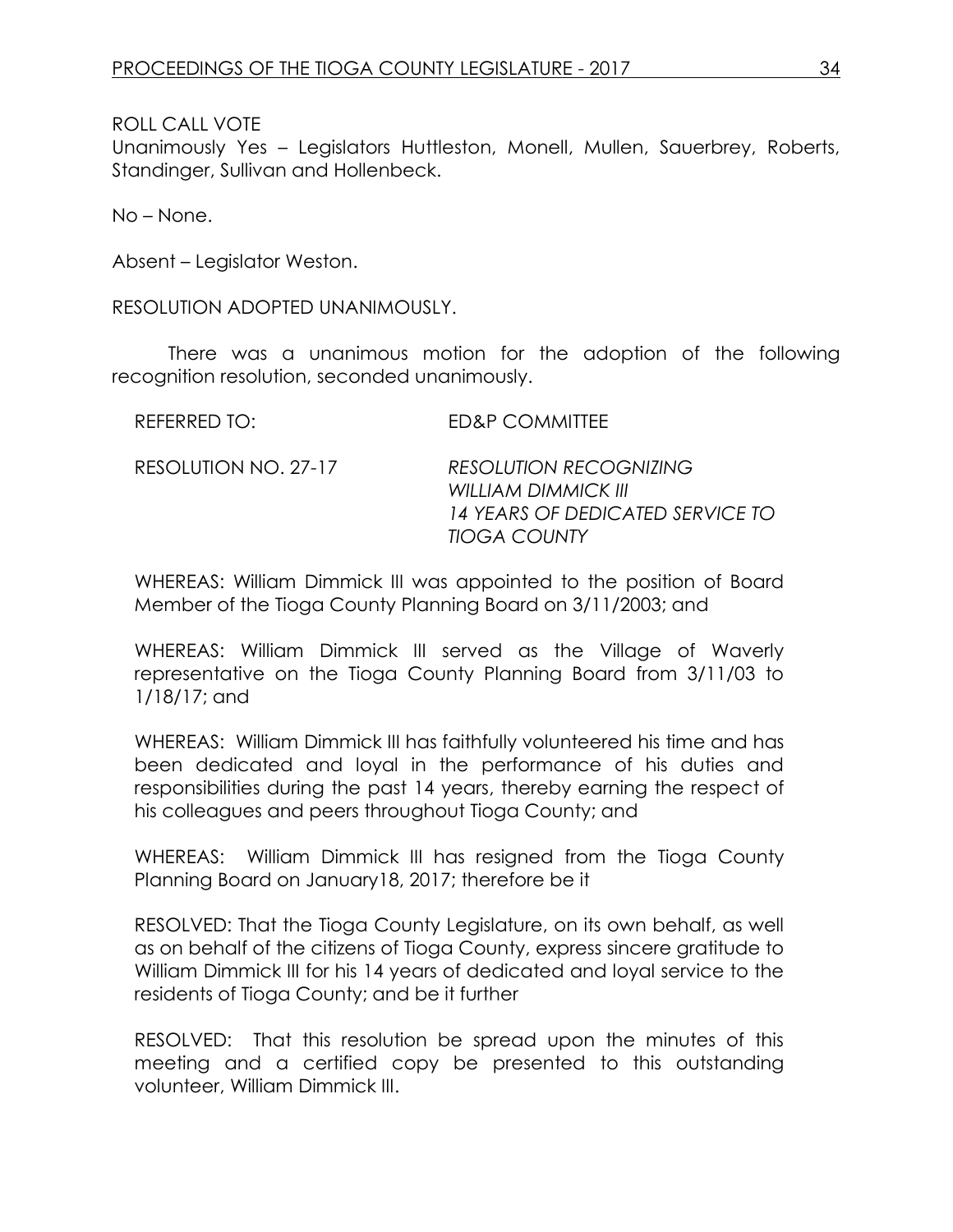ROLL CALL VOTE
Unanimously Yes – Legislators Huttleston, Monell, Mullen, Sauerbrey, Roberts, Standinger, Sullivan and Hollenbeck.

No – None.

Absent – Legislator Weston.

RESOLUTION ADOPTED UNANIMOUSLY.

There was a unanimous motion for the adoption of the following recognition resolution, seconded unanimously.

REFERRED TO: ED&P COMMITTEE

RESOLUTION NO. 27-17 *RESOLUTION RECOGNIZING WILLIAM DIMMICK III 14 YEARS OF DEDICATED SERVICE TO TIOGA COUNTY*

WHEREAS: William Dimmick III was appointed to the position of Board Member of the Tioga County Planning Board on 3/11/2003; and

WHEREAS: William Dimmick III served as the Village of Waverly representative on the Tioga County Planning Board from 3/11/03 to 1/18/17; and

WHEREAS: William Dimmick III has faithfully volunteered his time and has been dedicated and loyal in the performance of his duties and responsibilities during the past 14 years, thereby earning the respect of his colleagues and peers throughout Tioga County; and

WHEREAS: William Dimmick III has resigned from the Tioga County Planning Board on January18, 2017; therefore be it

RESOLVED: That the Tioga County Legislature, on its own behalf, as well as on behalf of the citizens of Tioga County, express sincere gratitude to William Dimmick III for his 14 years of dedicated and loyal service to the residents of Tioga County; and be it further

RESOLVED: That this resolution be spread upon the minutes of this meeting and a certified copy be presented to this outstanding volunteer, William Dimmick III.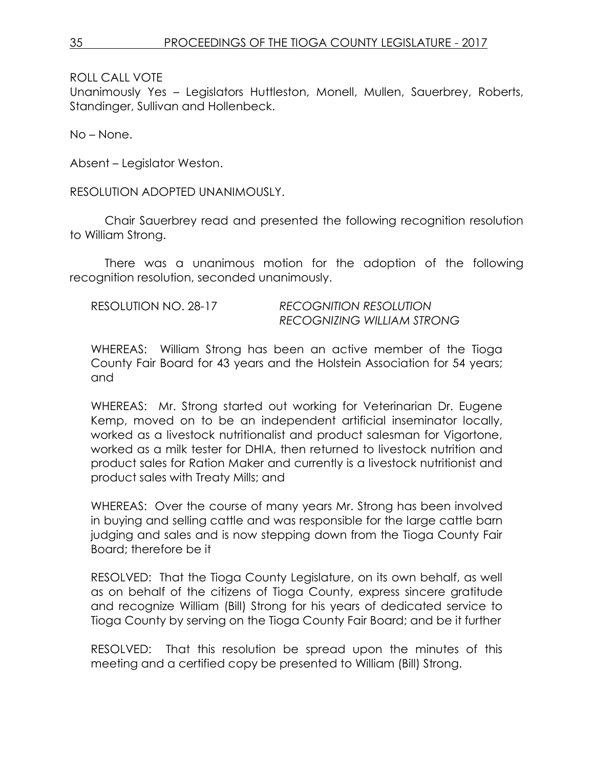ROLL CALL VOTE
Unanimously Yes – Legislators Huttleston, Monell, Mullen, Sauerbrey, Roberts, Standinger, Sullivan and Hollenbeck.

No – None.

Absent – Legislator Weston.

RESOLUTION ADOPTED UNANIMOUSLY.

Chair Sauerbrey read and presented the following recognition resolution to William Strong.

There was a unanimous motion for the adoption of the following recognition resolution, seconded unanimously.

RESOLUTION NO. 28-17 *RECOGNITION RESOLUTION RECOGNIZING WILLIAM STRONG*

WHEREAS: William Strong has been an active member of the Tioga County Fair Board for 43 years and the Holstein Association for 54 years; and

WHEREAS: Mr. Strong started out working for Veterinarian Dr. Eugene Kemp, moved on to be an independent artificial inseminator locally, worked as a livestock nutritionalist and product salesman for Vigortone, worked as a milk tester for DHIA, then returned to livestock nutrition and product sales for Ration Maker and currently is a livestock nutritionist and product sales with Treaty Mills; and

WHEREAS: Over the course of many years Mr. Strong has been involved in buying and selling cattle and was responsible for the large cattle barn judging and sales and is now stepping down from the Tioga County Fair Board; therefore be it

RESOLVED: That the Tioga County Legislature, on its own behalf, as well as on behalf of the citizens of Tioga County, express sincere gratitude and recognize William (Bill) Strong for his years of dedicated service to Tioga County by serving on the Tioga County Fair Board; and be it further

RESOLVED: That this resolution be spread upon the minutes of this meeting and a certified copy be presented to William (Bill) Strong.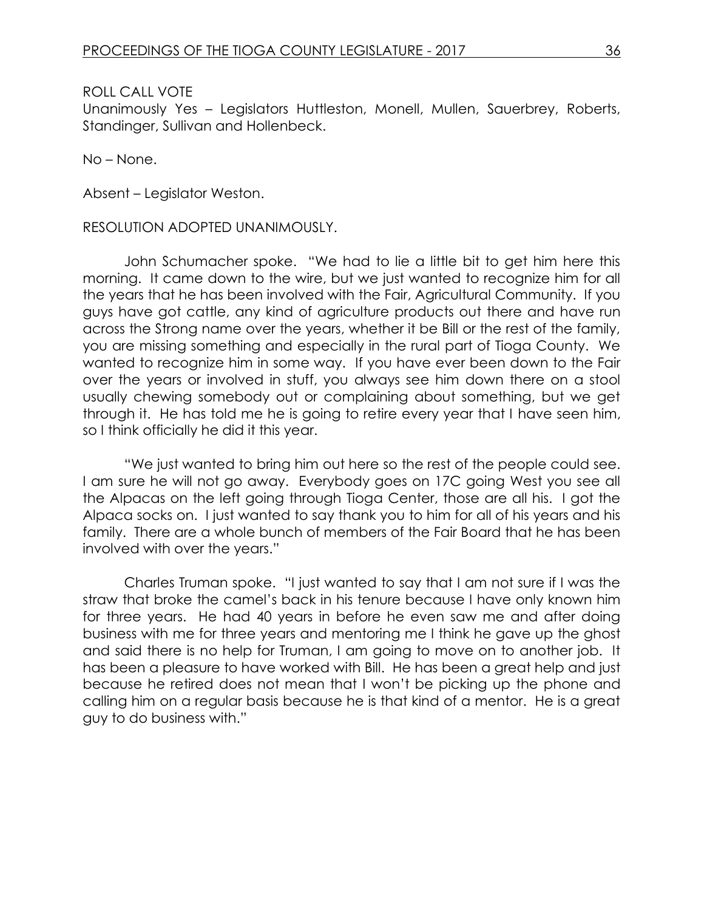ROLL CALL VOTE
Unanimously Yes – Legislators Huttleston, Monell, Mullen, Sauerbrey, Roberts, Standinger, Sullivan and Hollenbeck.

No – None.

Absent – Legislator Weston.

RESOLUTION ADOPTED UNANIMOUSLY.

John Schumacher spoke. "We had to lie a little bit to get him here this morning. It came down to the wire, but we just wanted to recognize him for all the years that he has been involved with the Fair, Agricultural Community. If you guys have got cattle, any kind of agriculture products out there and have run across the Strong name over the years, whether it be Bill or the rest of the family, you are missing something and especially in the rural part of Tioga County. We wanted to recognize him in some way. If you have ever been down to the Fair over the years or involved in stuff, you always see him down there on a stool usually chewing somebody out or complaining about something, but we get through it. He has told me he is going to retire every year that I have seen him, so I think officially he did it this year.

"We just wanted to bring him out here so the rest of the people could see. I am sure he will not go away. Everybody goes on 17C going West you see all the Alpacas on the left going through Tioga Center, those are all his. I got the Alpaca socks on. I just wanted to say thank you to him for all of his years and his family. There are a whole bunch of members of the Fair Board that he has been involved with over the years."

Charles Truman spoke. "I just wanted to say that I am not sure if I was the straw that broke the camel's back in his tenure because I have only known him for three years. He had 40 years in before he even saw me and after doing business with me for three years and mentoring me I think he gave up the ghost and said there is no help for Truman, I am going to move on to another job. It has been a pleasure to have worked with Bill. He has been a great help and just because he retired does not mean that I won't be picking up the phone and calling him on a regular basis because he is that kind of a mentor. He is a great guy to do business with."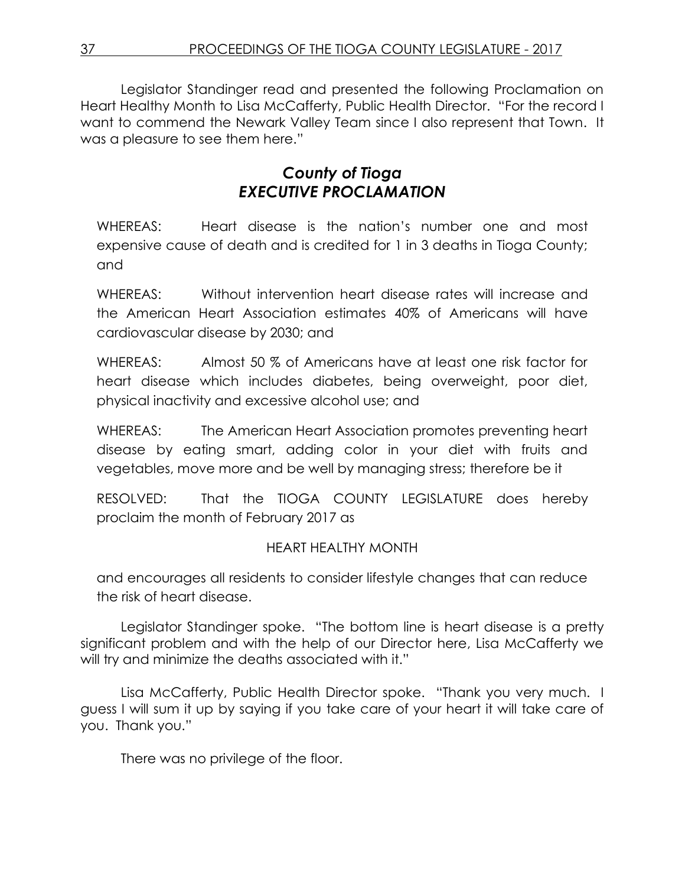Legislator Standinger read and presented the following Proclamation on Heart Healthy Month to Lisa McCafferty, Public Health Director. "For the record I want to commend the Newark Valley Team since I also represent that Town. It was a pleasure to see them here."

## *County of Tioga*
## *EXECUTIVE PROCLAMATION*

WHEREAS: Heart disease is the nation's number one and most expensive cause of death and is credited for 1 in 3 deaths in Tioga County; and

WHEREAS: Without intervention heart disease rates will increase and the American Heart Association estimates 40% of Americans will have cardiovascular disease by 2030; and

WHEREAS: Almost 50 % of Americans have at least one risk factor for heart disease which includes diabetes, being overweight, poor diet, physical inactivity and excessive alcohol use; and

WHEREAS: The American Heart Association promotes preventing heart disease by eating smart, adding color in your diet with fruits and vegetables, move more and be well by managing stress; therefore be it

RESOLVED: That the TIOGA COUNTY LEGISLATURE does hereby proclaim the month of February 2017 as

HEART HEALTHY MONTH

and encourages all residents to consider lifestyle changes that can reduce the risk of heart disease.

Legislator Standinger spoke. "The bottom line is heart disease is a pretty significant problem and with the help of our Director here, Lisa McCafferty we will try and minimize the deaths associated with it."

Lisa McCafferty, Public Health Director spoke. "Thank you very much. I guess I will sum it up by saying if you take care of your heart it will take care of you. Thank you."

There was no privilege of the floor.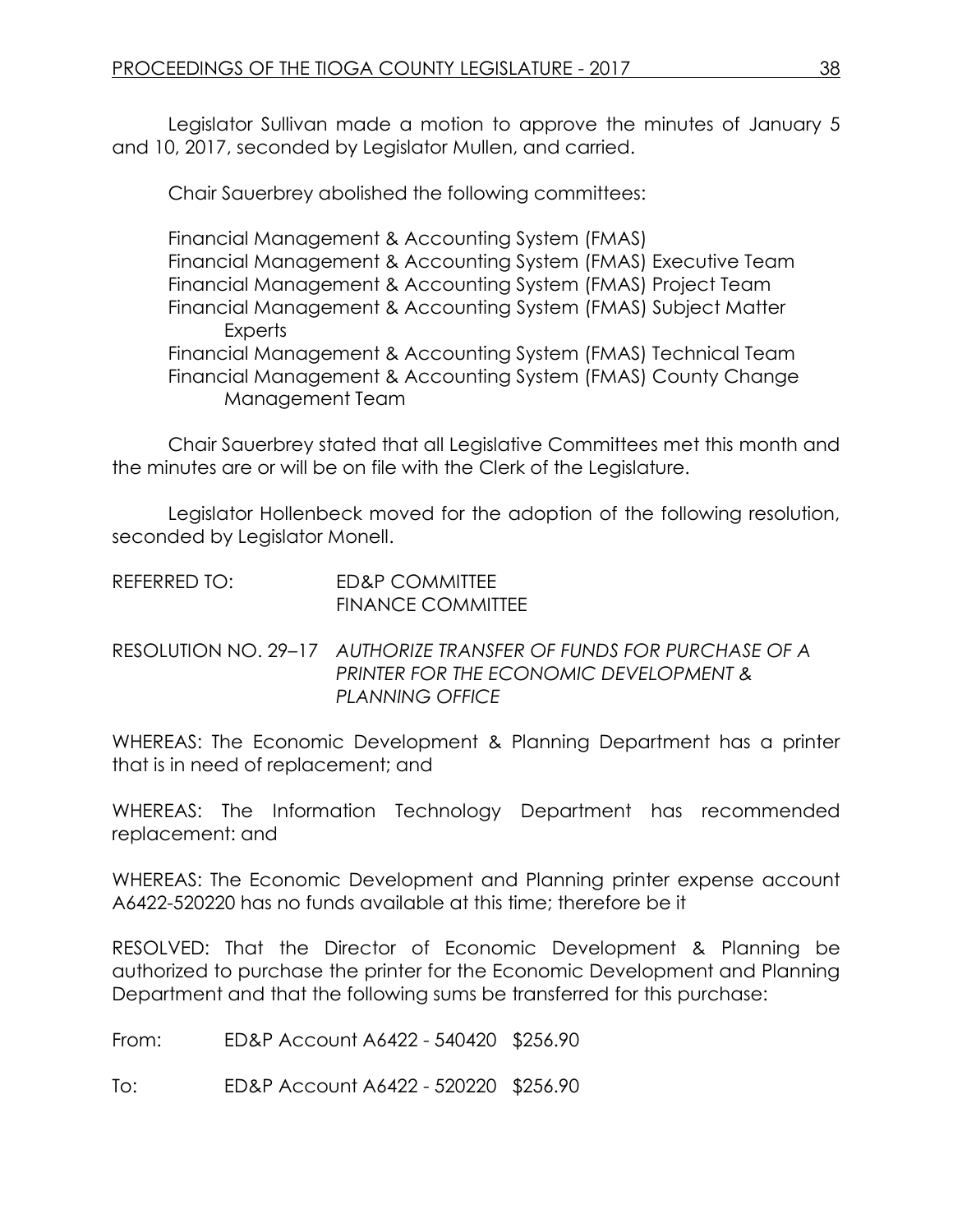Legislator Sullivan made a motion to approve the minutes of January 5 and 10, 2017, seconded by Legislator Mullen, and carried.

Chair Sauerbrey abolished the following committees:

Financial Management & Accounting System (FMAS)
Financial Management & Accounting System (FMAS) Executive Team
Financial Management & Accounting System (FMAS) Project Team
Financial Management & Accounting System (FMAS) Subject Matter Experts
Financial Management & Accounting System (FMAS) Technical Team
Financial Management & Accounting System (FMAS) County Change Management Team

Chair Sauerbrey stated that all Legislative Committees met this month and the minutes are or will be on file with the Clerk of the Legislature.

Legislator Hollenbeck moved for the adoption of the following resolution, seconded by Legislator Monell.

REFERRED TO: ED&P COMMITTEE
FINANCE COMMITTEE

RESOLUTION NO. 29–17 *AUTHORIZE TRANSFER OF FUNDS FOR PURCHASE OF A PRINTER FOR THE ECONOMIC DEVELOPMENT & PLANNING OFFICE*

WHEREAS: The Economic Development & Planning Department has a printer that is in need of replacement; and

WHEREAS: The Information Technology Department has recommended replacement: and

WHEREAS: The Economic Development and Planning printer expense account A6422-520220 has no funds available at this time; therefore be it

RESOLVED: That the Director of Economic Development & Planning be authorized to purchase the printer for the Economic Development and Planning Department and that the following sums be transferred for this purchase:

From: ED&P Account A6422 - 540420 $256.90

To: ED&P Account A6422 - 520220 $256.90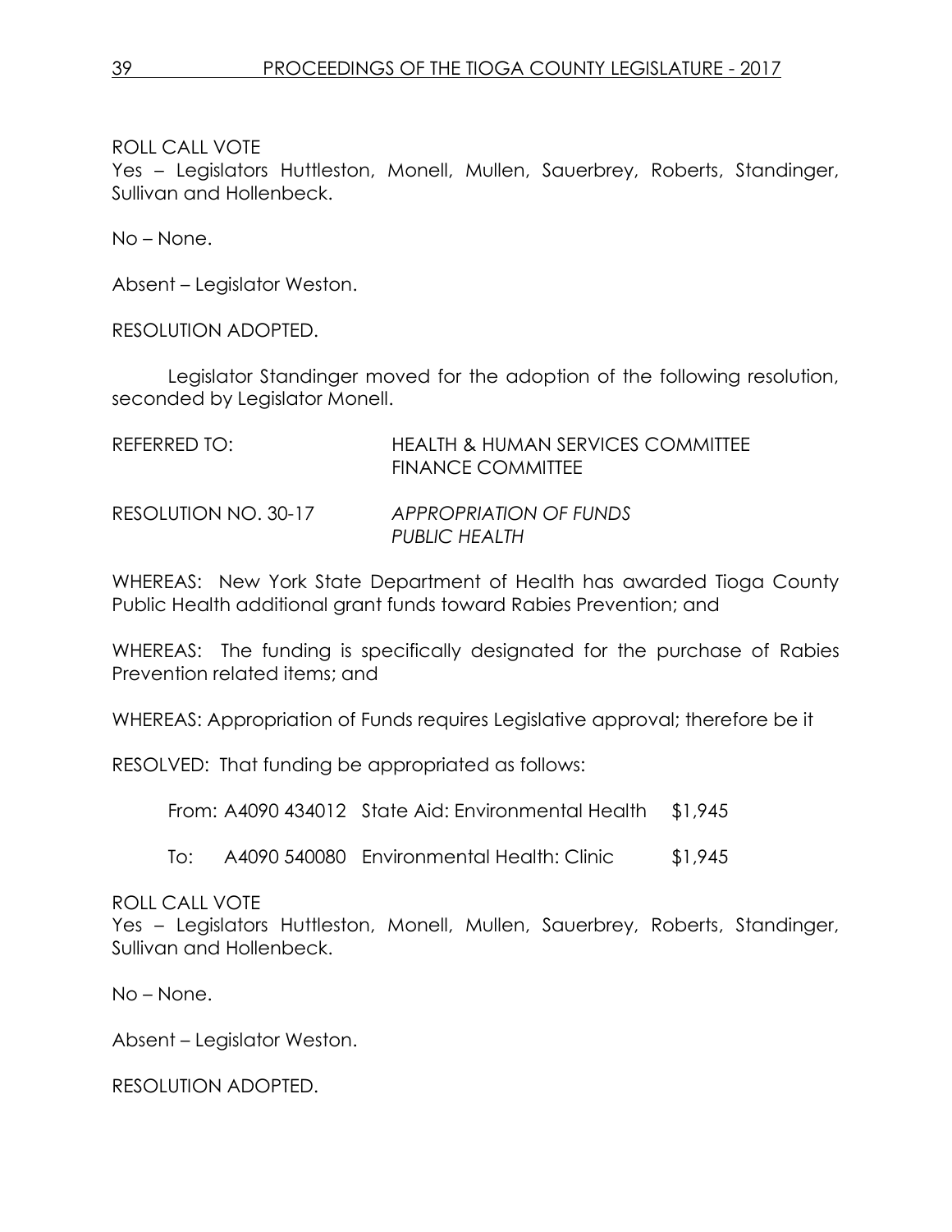ROLL CALL VOTE
Yes – Legislators Huttleston, Monell, Mullen, Sauerbrey, Roberts, Standinger, Sullivan and Hollenbeck.

No – None.

Absent – Legislator Weston.

RESOLUTION ADOPTED.

Legislator Standinger moved for the adoption of the following resolution, seconded by Legislator Monell.

REFERRED TO: HEALTH & HUMAN SERVICES COMMITTEE
FINANCE COMMITTEE

RESOLUTION NO. 30-17 *APPROPRIATION OF FUNDS*
*PUBLIC HEALTH*

WHEREAS: New York State Department of Health has awarded Tioga County Public Health additional grant funds toward Rabies Prevention; and

WHEREAS: The funding is specifically designated for the purchase of Rabies Prevention related items; and

WHEREAS: Appropriation of Funds requires Legislative approval; therefore be it

RESOLVED: That funding be appropriated as follows:

| | | | |
|---|---|---|---|
| From: | A4090 434012 | State Aid: Environmental Health | $1,945 |
| To: | A4090 540080 | Environmental Health: Clinic | $1,945 |

ROLL CALL VOTE
Yes – Legislators Huttleston, Monell, Mullen, Sauerbrey, Roberts, Standinger, Sullivan and Hollenbeck.

No – None.

Absent – Legislator Weston.

RESOLUTION ADOPTED.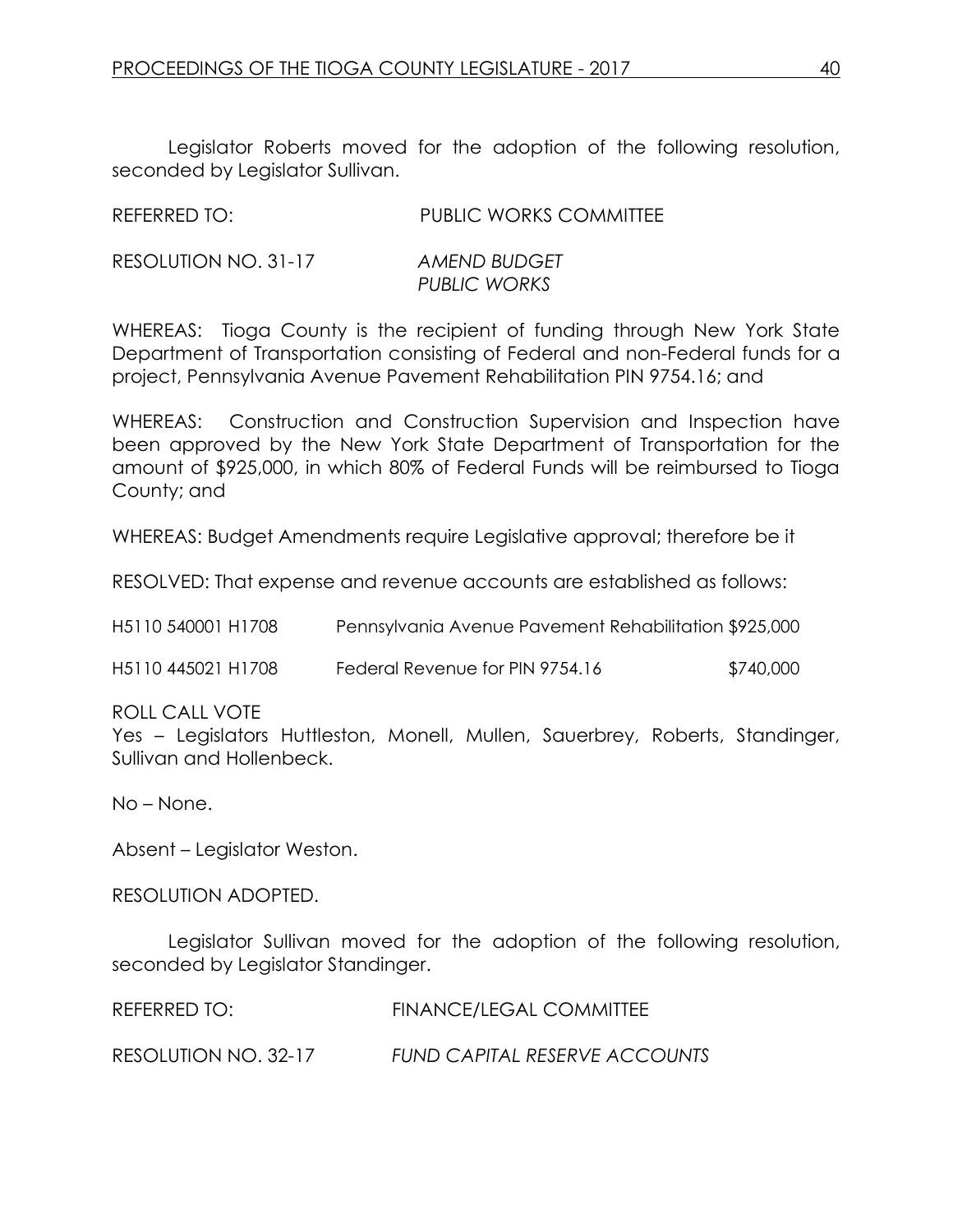Legislator Roberts moved for the adoption of the following resolution, seconded by Legislator Sullivan.

REFERRED TO: PUBLIC WORKS COMMITTEE

RESOLUTION NO. 31-17 *AMEND BUDGET*
*PUBLIC WORKS*

WHEREAS: Tioga County is the recipient of funding through New York State Department of Transportation consisting of Federal and non-Federal funds for a project, Pennsylvania Avenue Pavement Rehabilitation PIN 9754.16; and

WHEREAS: Construction and Construction Supervision and Inspection have been approved by the New York State Department of Transportation for the amount of $925,000, in which 80% of Federal Funds will be reimbursed to Tioga County; and

WHEREAS: Budget Amendments require Legislative approval; therefore be it

RESOLVED: That expense and revenue accounts are established as follows:

| | | |
|---|---|---|
| H5110 540001 H1708 | Pennsylvania Avenue Pavement Rehabilitation | $925,000 |
| H5110 445021 H1708 | Federal Revenue for PIN 9754.16 | $740,000 |

ROLL CALL VOTE
Yes – Legislators Huttleston, Monell, Mullen, Sauerbrey, Roberts, Standinger, Sullivan and Hollenbeck.

No – None.

Absent – Legislator Weston.

RESOLUTION ADOPTED.

Legislator Sullivan moved for the adoption of the following resolution, seconded by Legislator Standinger.

REFERRED TO: FINANCE/LEGAL COMMITTEE

RESOLUTION NO. 32-17 *FUND CAPITAL RESERVE ACCOUNTS*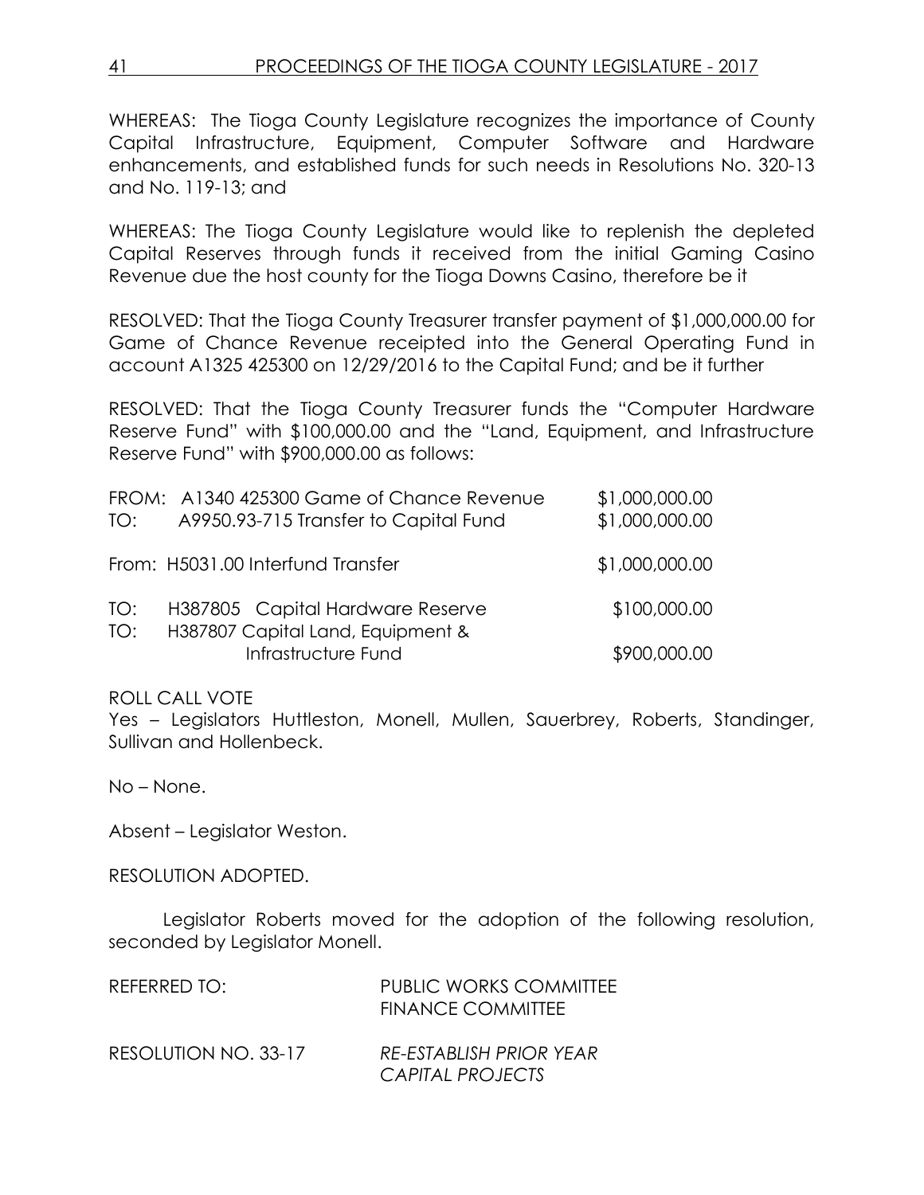WHEREAS: The Tioga County Legislature recognizes the importance of County Capital Infrastructure, Equipment, Computer Software and Hardware enhancements, and established funds for such needs in Resolutions No. 320-13 and No. 119-13; and

WHEREAS: The Tioga County Legislature would like to replenish the depleted Capital Reserves through funds it received from the initial Gaming Casino Revenue due the host county for the Tioga Downs Casino, therefore be it

RESOLVED: That the Tioga County Treasurer transfer payment of $1,000,000.00 for Game of Chance Revenue receipted into the General Operating Fund in account A1325 425300 on 12/29/2016 to the Capital Fund; and be it further

RESOLVED: That the Tioga County Treasurer funds the "Computer Hardware Reserve Fund" with $100,000.00 and the "Land, Equipment, and Infrastructure Reserve Fund" with $900,000.00 as follows:

| | | |
|---|---|---|
| FROM: | A1340 425300 Game of Chance Revenue | $1,000,000.00 |
| TO: | A9950.93-715 Transfer to Capital Fund | $1,000,000.00 |
| From: | H5031.00 Interfund Transfer | $1,000,000.00 |
| TO: | H387805 Capital Hardware Reserve | $100,000.00 |
| TO: | H387807 Capital Land, Equipment & Infrastructure Fund | $900,000.00 |

ROLL CALL VOTE
Yes – Legislators Huttleston, Monell, Mullen, Sauerbrey, Roberts, Standinger, Sullivan and Hollenbeck.

No – None.

Absent – Legislator Weston.

RESOLUTION ADOPTED.

Legislator Roberts moved for the adoption of the following resolution, seconded by Legislator Monell.

REFERRED TO: PUBLIC WORKS COMMITTEE
FINANCE COMMITTEE

RESOLUTION NO. 33-17 *RE-ESTABLISH PRIOR YEAR CAPITAL PROJECTS*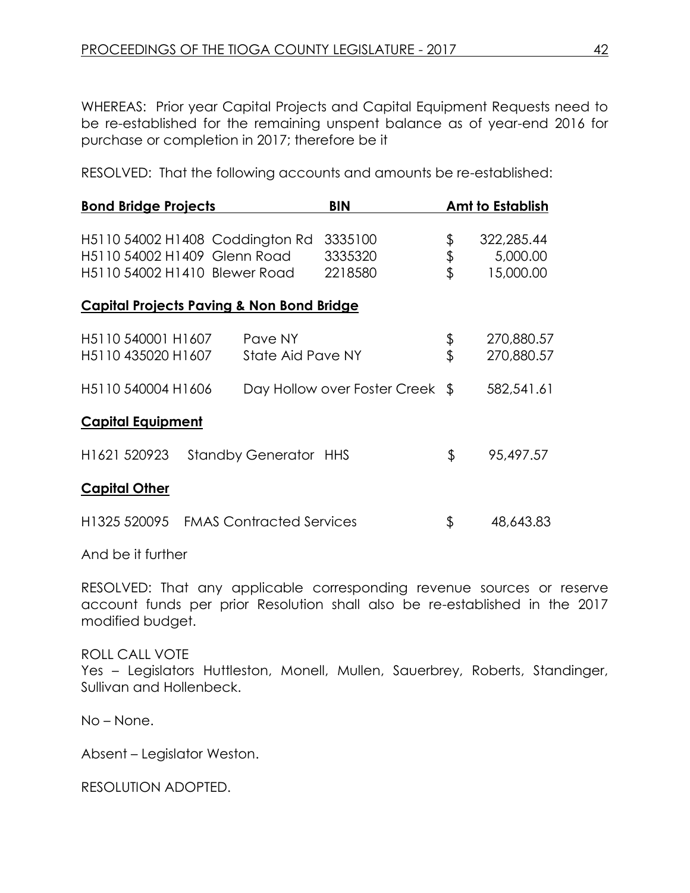WHEREAS: Prior year Capital Projects and Capital Equipment Requests need to be re-established for the remaining unspent balance as of year-end 2016 for purchase or completion in 2017; therefore be it

RESOLVED: That the following accounts and amounts be re-established:

| **Bond Bridge Projects** | **BIN** | **Amt to Establish** |
|---|---|---|
| H5110 54002 H1408 Coddington Rd | 3335100 | $ 322,285.44 |
| H5110 54002 H1409 Glenn Road | 3335320 | $ 5,000.00 |
| H5110 54002 H1410 Blewer Road | 2218580 | $ 15,000.00 |

**Capital Projects Paving & Non Bond Bridge**

| | | |
|---|---|---|
| H5110 540001 H1607 | Pave NY | $ 270,880.57 |
| H5110 435020 H1607 | State Aid Pave NY | $ 270,880.57 |
| H5110 540004 H1606 | Day Hollow over Foster Creek | $ 582,541.61 |

**Capital Equipment**

| | | |
|---|---|---|
| H1621 520923 | Standby Generator HHS | $ 95,497.57 |

**Capital Other**

| | | |
|---|---|---|
| H1325 520095 | FMAS Contracted Services | $ 48,643.83 |

And be it further

RESOLVED: That any applicable corresponding revenue sources or reserve account funds per prior Resolution shall also be re-established in the 2017 modified budget.

ROLL CALL VOTE
Yes – Legislators Huttleston, Monell, Mullen, Sauerbrey, Roberts, Standinger, Sullivan and Hollenbeck.

No – None.

Absent – Legislator Weston.

RESOLUTION ADOPTED.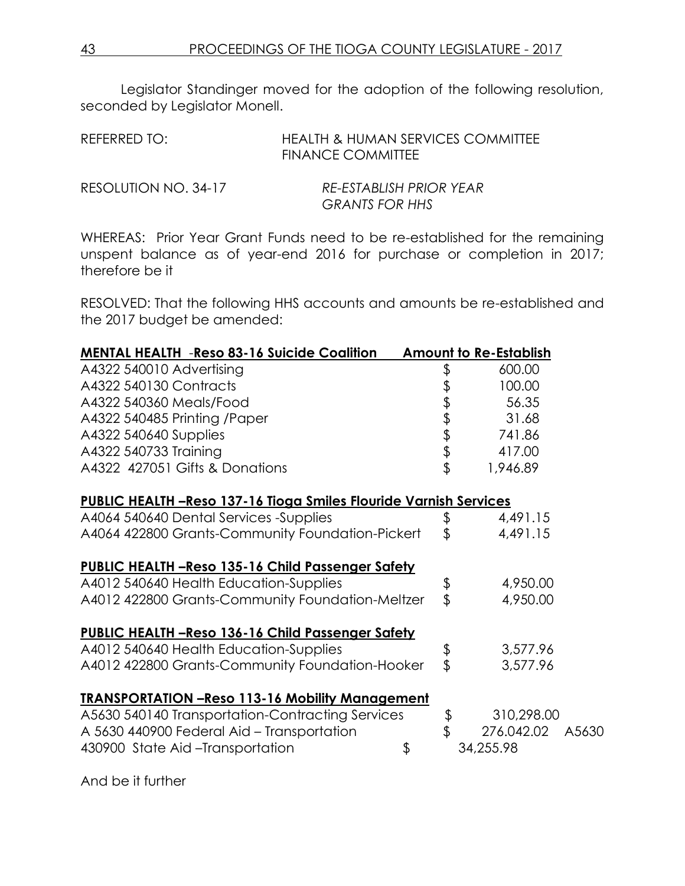Legislator Standinger moved for the adoption of the following resolution, seconded by Legislator Monell.

REFERRED TO: HEALTH & HUMAN SERVICES COMMITTEE
FINANCE COMMITTEE

RESOLUTION NO. 34-17 *RE-ESTABLISH PRIOR YEAR GRANTS FOR HHS*

WHEREAS: Prior Year Grant Funds need to be re-established for the remaining unspent balance as of year-end 2016 for purchase or completion in 2017; therefore be it

RESOLVED: That the following HHS accounts and amounts be re-established and the 2017 budget be amended:

| **MENTAL HEALTH -Reso 83-16 Suicide Coalition** | **Amount to Re-Establish** |
|---|---|
| A4322 540010 Advertising | $ 600.00 |
| A4322 540130 Contracts | $ 100.00 |
| A4322 540360 Meals/Food | $ 56.35 |
| A4322 540485 Printing /Paper | $ 31.68 |
| A4322 540640 Supplies | $ 741.86 |
| A4322 540733 Training | $ 417.00 |
| A4322 427051 Gifts & Donations | $ 1,946.89 |
| **PUBLIC HEALTH –Reso 137-16 Tioga Smiles Flouride Varnish Services** | |
| A4064 540640 Dental Services -Supplies | $ 4,491.15 |
| A4064 422800 Grants-Community Foundation-Pickert | $ 4,491.15 |
| **PUBLIC HEALTH –Reso 135-16 Child Passenger Safety** | |
| A4012 540640 Health Education-Supplies | $ 4,950.00 |
| A4012 422800 Grants-Community Foundation-Meltzer | $ 4,950.00 |
| **PUBLIC HEALTH –Reso 136-16 Child Passenger Safety** | |
| A4012 540640 Health Education-Supplies | $ 3,577.96 |
| A4012 422800 Grants-Community Foundation-Hooker | $ 3,577.96 |
| **TRANSPORTATION –Reso 113-16 Mobility Management** | |
| A5630 540140 Transportation-Contracting Services | $ 310,298.00 |
| A 5630 440900 Federal Aid – Transportation | $ 276.042.02 |
| A5630 430900 State Aid –Transportation | $ 34,255.98 |

And be it further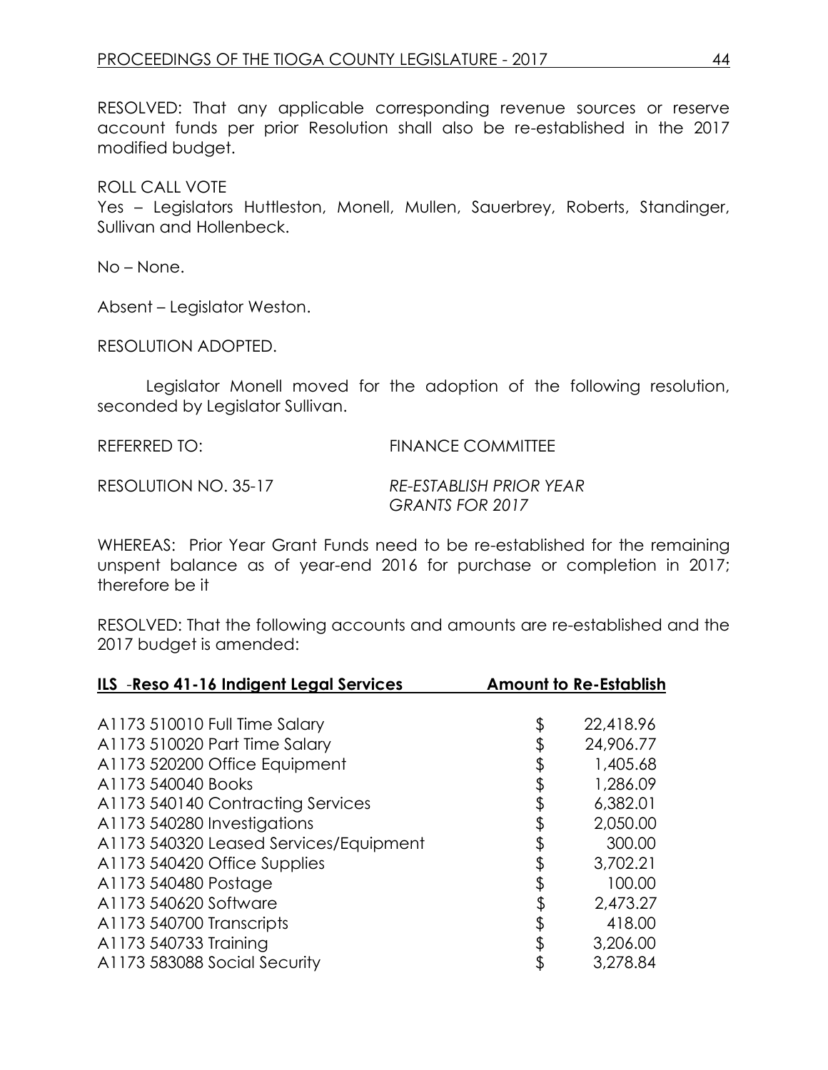RESOLVED: That any applicable corresponding revenue sources or reserve account funds per prior Resolution shall also be re-established in the 2017 modified budget.

ROLL CALL VOTE
Yes – Legislators Huttleston, Monell, Mullen, Sauerbrey, Roberts, Standinger, Sullivan and Hollenbeck.

No – None.

Absent – Legislator Weston.

RESOLUTION ADOPTED.

Legislator Monell moved for the adoption of the following resolution, seconded by Legislator Sullivan.

REFERRED TO: FINANCE COMMITTEE

RESOLUTION NO. 35-17 *RE-ESTABLISH PRIOR YEAR GRANTS FOR 2017*

WHEREAS: Prior Year Grant Funds need to be re-established for the remaining unspent balance as of year-end 2016 for purchase or completion in 2017; therefore be it

RESOLVED: That the following accounts and amounts are re-established and the 2017 budget is amended:

| **ILS -Reso 41-16 Indigent Legal Services** | **Amount to Re-Establish** |
|---|---|
| A1173 510010 Full Time Salary | $ 22,418.96 |
| A1173 510020 Part Time Salary | $ 24,906.77 |
| A1173 520200 Office Equipment | $ 1,405.68 |
| A1173 540040 Books | $ 1,286.09 |
| A1173 540140 Contracting Services | $ 6,382.01 |
| A1173 540280 Investigations | $ 2,050.00 |
| A1173 540320 Leased Services/Equipment | $ 300.00 |
| A1173 540420 Office Supplies | $ 3,702.21 |
| A1173 540480 Postage | $ 100.00 |
| A1173 540620 Software | $ 2,473.27 |
| A1173 540700 Transcripts | $ 418.00 |
| A1173 540733 Training | $ 3,206.00 |
| A1173 583088 Social Security | $ 3,278.84 |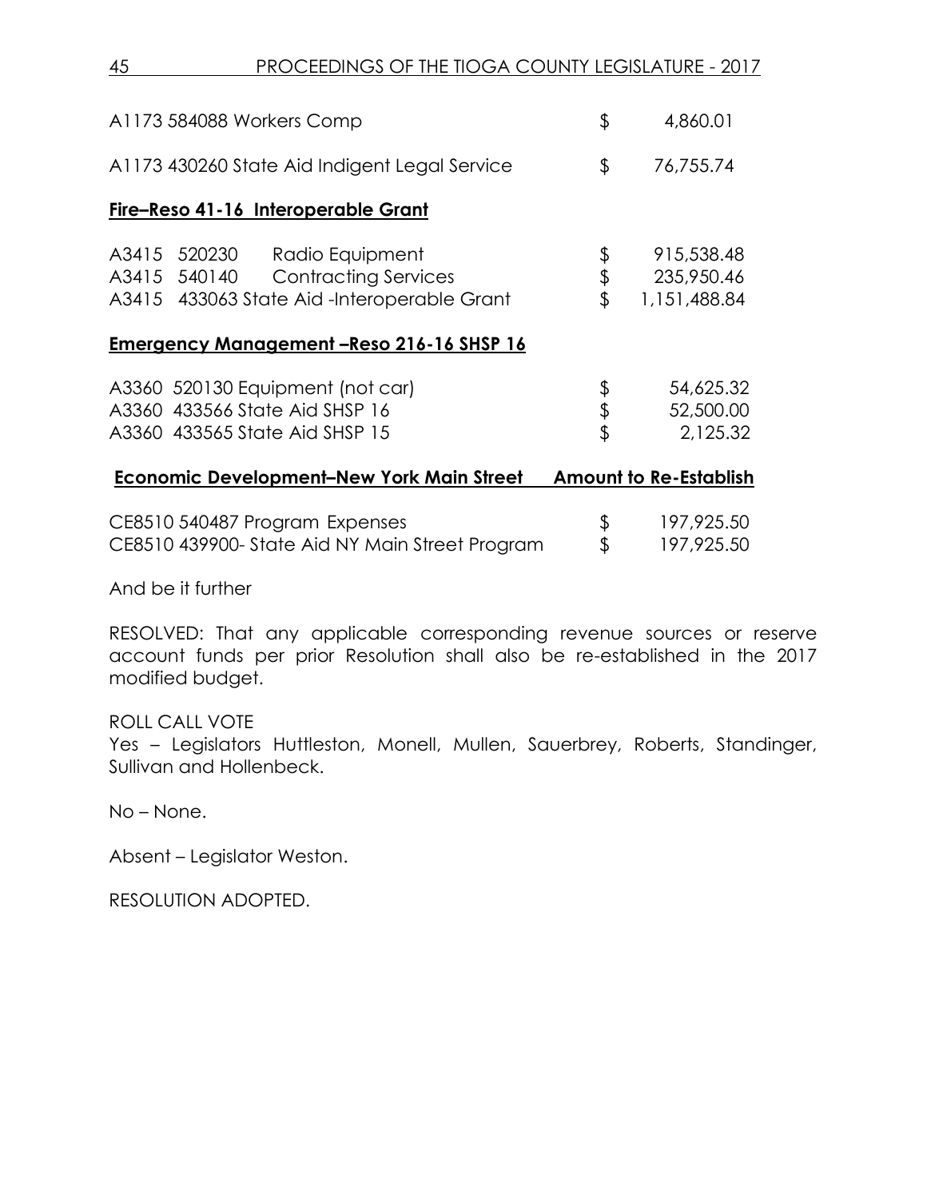| | | |
|---|---|---|
| A1173 584088 Workers Comp | $ | 4,860.01 |
| A1173 430260 State Aid Indigent Legal Service | $ | 76,755.74 |

**<u>Fire–Reso 41-16 Interoperable Grant</u>**

| | | |
|---|---|---|
| A3415 520230 Radio Equipment | $ | 915,538.48 |
| A3415 540140 Contracting Services | $ | 235,950.46 |
| A3415 433063 State Aid -Interoperable Grant | $ | 1,151,488.84 |

**<u>Emergency Management –Reso 216-16 SHSP 16</u>**

| | | |
|---|---|---|
| A3360 520130 Equipment (not car) | $ | 54,625.32 |
| A3360 433566 State Aid SHSP 16 | $ | 52,500.00 |
| A3360 433565 State Aid SHSP 15 | $ | 2,125.32 |

| **Economic Development–New York Main Street** | | **Amount to Re-Establish** |
|---|---|---|
| CE8510 540487 Program Expenses | $ | 197,925.50 |
| CE8510 439900- State Aid NY Main Street Program | $ | 197,925.50 |

And be it further

RESOLVED: That any applicable corresponding revenue sources or reserve account funds per prior Resolution shall also be re-established in the 2017 modified budget.

ROLL CALL VOTE
Yes – Legislators Huttleston, Monell, Mullen, Sauerbrey, Roberts, Standinger, Sullivan and Hollenbeck.

No – None.

Absent – Legislator Weston.

RESOLUTION ADOPTED.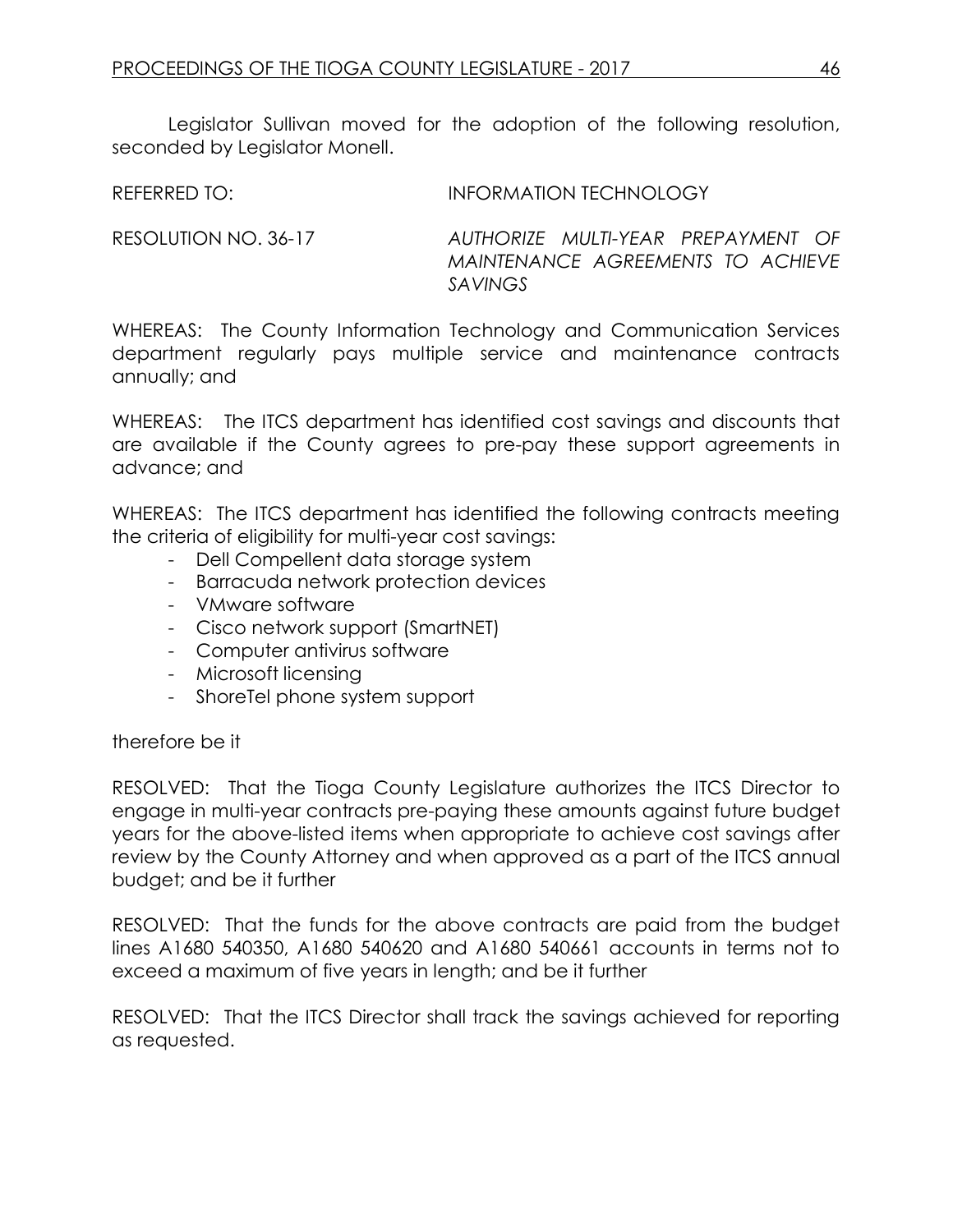Legislator Sullivan moved for the adoption of the following resolution, seconded by Legislator Monell.

REFERRED TO: INFORMATION TECHNOLOGY

RESOLUTION NO. 36-17 *AUTHORIZE MULTI-YEAR PREPAYMENT OF MAINTENANCE AGREEMENTS TO ACHIEVE SAVINGS*

WHEREAS: The County Information Technology and Communication Services department regularly pays multiple service and maintenance contracts annually; and

WHEREAS: The ITCS department has identified cost savings and discounts that are available if the County agrees to pre-pay these support agreements in advance; and

WHEREAS: The ITCS department has identified the following contracts meeting the criteria of eligibility for multi-year cost savings:

- Dell Compellent data storage system
- Barracuda network protection devices
- VMware software
- Cisco network support (SmartNET)
- Computer antivirus software
- Microsoft licensing
- ShoreTel phone system support

therefore be it

RESOLVED: That the Tioga County Legislature authorizes the ITCS Director to engage in multi-year contracts pre-paying these amounts against future budget years for the above-listed items when appropriate to achieve cost savings after review by the County Attorney and when approved as a part of the ITCS annual budget; and be it further

RESOLVED: That the funds for the above contracts are paid from the budget lines A1680 540350, A1680 540620 and A1680 540661 accounts in terms not to exceed a maximum of five years in length; and be it further

RESOLVED: That the ITCS Director shall track the savings achieved for reporting as requested.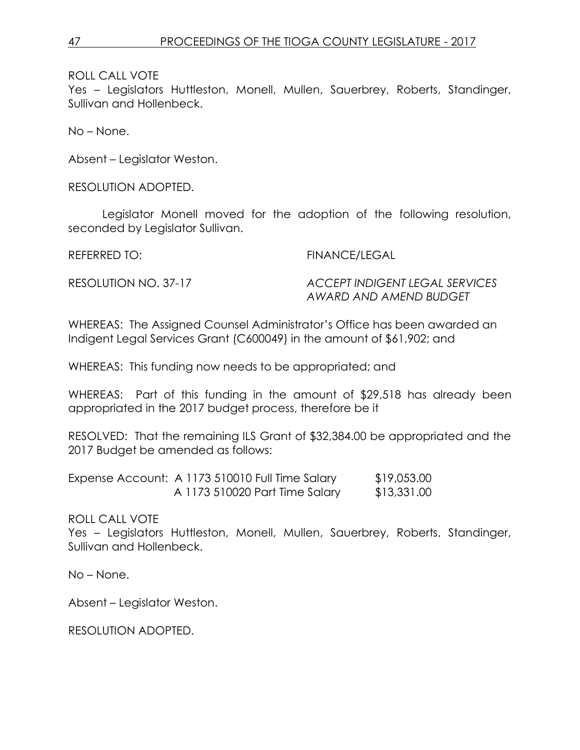ROLL CALL VOTE
Yes – Legislators Huttleston, Monell, Mullen, Sauerbrey, Roberts, Standinger, Sullivan and Hollenbeck.

No – None.

Absent – Legislator Weston.

RESOLUTION ADOPTED.

Legislator Monell moved for the adoption of the following resolution, seconded by Legislator Sullivan.

REFERRED TO: FINANCE/LEGAL

RESOLUTION NO. 37-17 *ACCEPT INDIGENT LEGAL SERVICES AWARD AND AMEND BUDGET*

WHEREAS: The Assigned Counsel Administrator's Office has been awarded an Indigent Legal Services Grant (C600049) in the amount of $61,902; and

WHEREAS: This funding now needs to be appropriated; and

WHEREAS: Part of this funding in the amount of $29,518 has already been appropriated in the 2017 budget process, therefore be it

RESOLVED: That the remaining ILS Grant of $32,384.00 be appropriated and the 2017 Budget be amended as follows:

| | | |
|---|---|---|
| Expense Account: | A 1173 510010 Full Time Salary | $19,053.00 |
| | A 1173 510020 Part Time Salary | $13,331.00 |

ROLL CALL VOTE
Yes – Legislators Huttleston, Monell, Mullen, Sauerbrey, Roberts, Standinger, Sullivan and Hollenbeck.

No – None.

Absent – Legislator Weston.

RESOLUTION ADOPTED.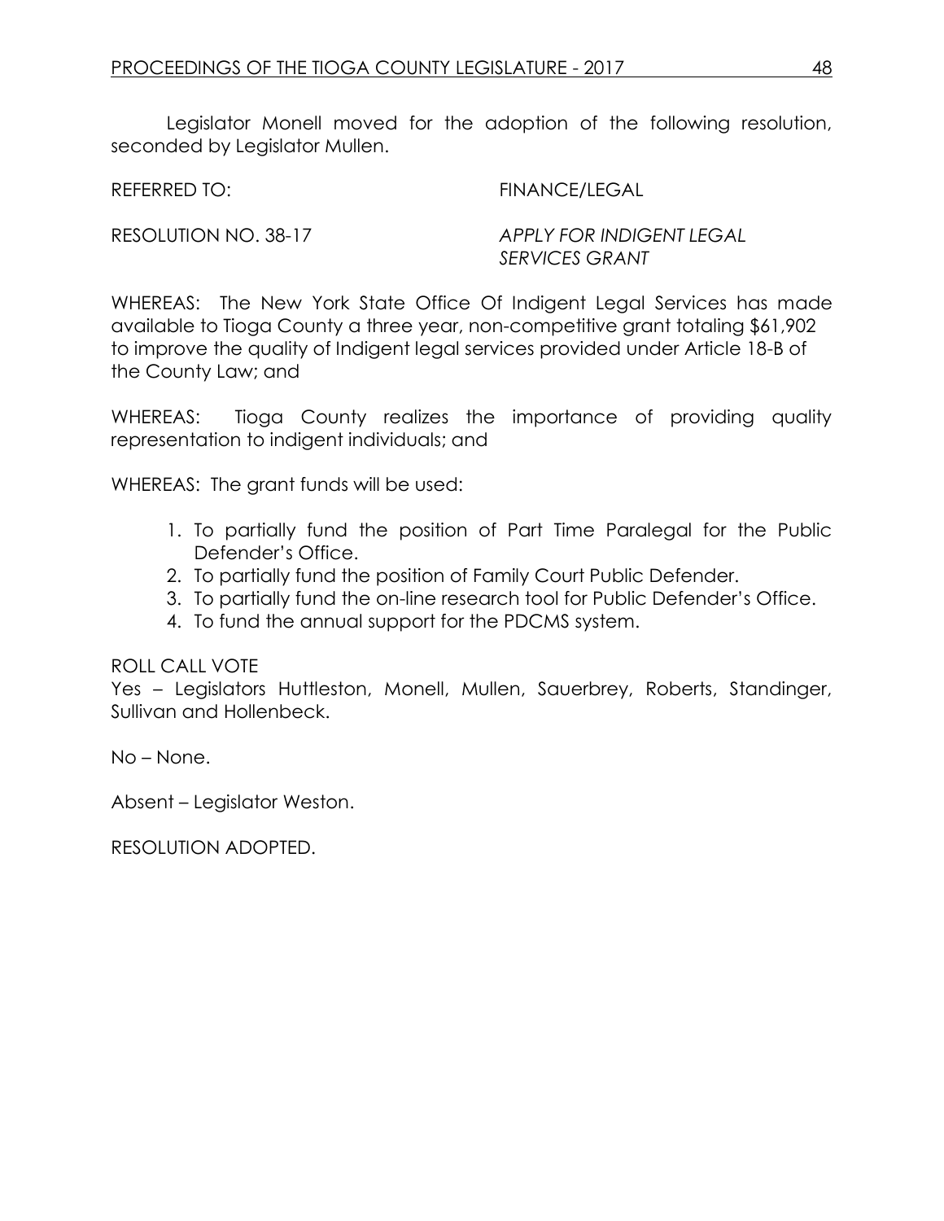Legislator Monell moved for the adoption of the following resolution, seconded by Legislator Mullen.

REFERRED TO: FINANCE/LEGAL

RESOLUTION NO. 38-17 *APPLY FOR INDIGENT LEGAL SERVICES GRANT*

WHEREAS: The New York State Office Of Indigent Legal Services has made available to Tioga County a three year, non-competitive grant totaling $61,902 to improve the quality of Indigent legal services provided under Article 18-B of the County Law; and

WHEREAS: Tioga County realizes the importance of providing quality representation to indigent individuals; and

WHEREAS: The grant funds will be used:

1. To partially fund the position of Part Time Paralegal for the Public Defender's Office.
2. To partially fund the position of Family Court Public Defender.
3. To partially fund the on-line research tool for Public Defender's Office.
4. To fund the annual support for the PDCMS system.

ROLL CALL VOTE

Yes – Legislators Huttleston, Monell, Mullen, Sauerbrey, Roberts, Standinger, Sullivan and Hollenbeck.

No – None.

Absent – Legislator Weston.

RESOLUTION ADOPTED.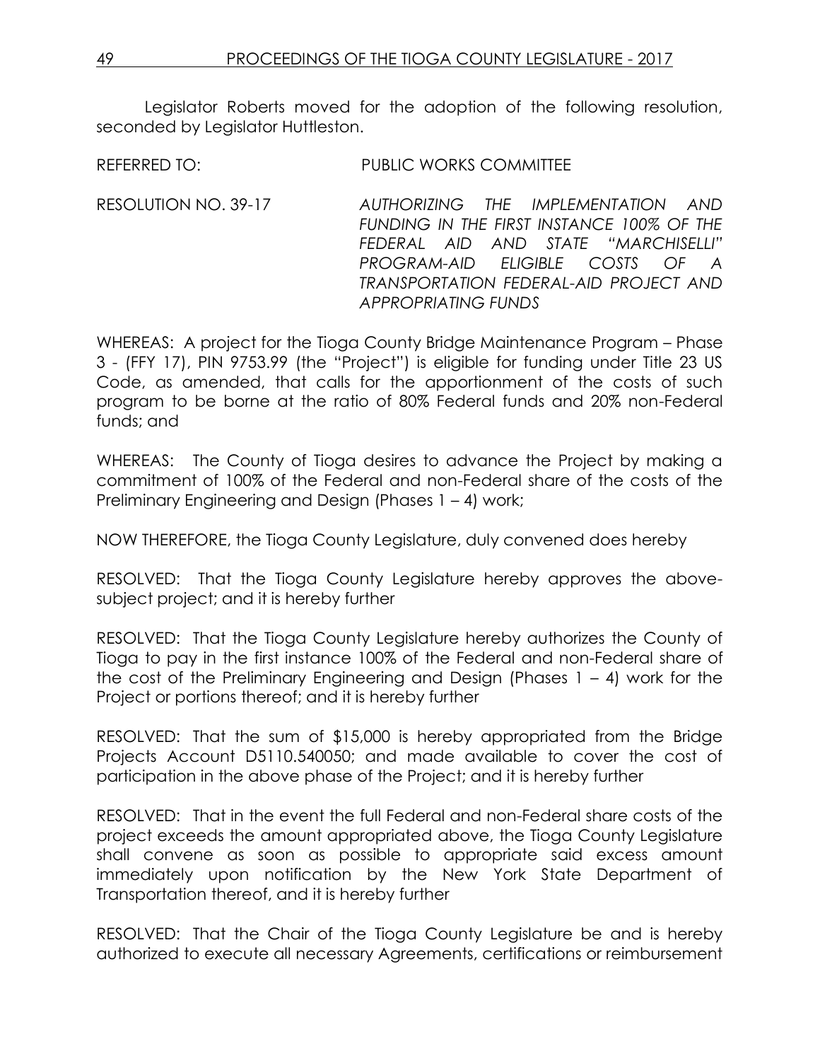Legislator Roberts moved for the adoption of the following resolution, seconded by Legislator Huttleston.

REFERRED TO: PUBLIC WORKS COMMITTEE

RESOLUTION NO. 39-17 *AUTHORIZING THE IMPLEMENTATION AND FUNDING IN THE FIRST INSTANCE 100% OF THE FEDERAL AID AND STATE "MARCHISELLI" PROGRAM-AID ELIGIBLE COSTS OF A TRANSPORTATION FEDERAL-AID PROJECT AND APPROPRIATING FUNDS*

WHEREAS: A project for the Tioga County Bridge Maintenance Program – Phase 3 - (FFY 17), PIN 9753.99 (the "Project") is eligible for funding under Title 23 US Code, as amended, that calls for the apportionment of the costs of such program to be borne at the ratio of 80% Federal funds and 20% non-Federal funds; and

WHEREAS: The County of Tioga desires to advance the Project by making a commitment of 100% of the Federal and non-Federal share of the costs of the Preliminary Engineering and Design (Phases 1 – 4) work;

NOW THEREFORE, the Tioga County Legislature, duly convened does hereby

RESOLVED: That the Tioga County Legislature hereby approves the above-subject project; and it is hereby further

RESOLVED: That the Tioga County Legislature hereby authorizes the County of Tioga to pay in the first instance 100% of the Federal and non-Federal share of the cost of the Preliminary Engineering and Design (Phases 1 – 4) work for the Project or portions thereof; and it is hereby further

RESOLVED: That the sum of $15,000 is hereby appropriated from the Bridge Projects Account D5110.540050; and made available to cover the cost of participation in the above phase of the Project; and it is hereby further

RESOLVED: That in the event the full Federal and non-Federal share costs of the project exceeds the amount appropriated above, the Tioga County Legislature shall convene as soon as possible to appropriate said excess amount immediately upon notification by the New York State Department of Transportation thereof, and it is hereby further

RESOLVED: That the Chair of the Tioga County Legislature be and is hereby authorized to execute all necessary Agreements, certifications or reimbursement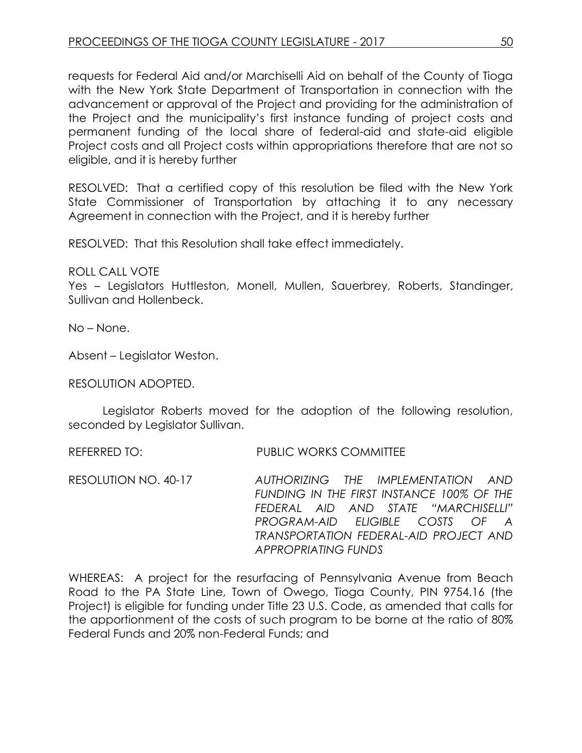requests for Federal Aid and/or Marchiselli Aid on behalf of the County of Tioga with the New York State Department of Transportation in connection with the advancement or approval of the Project and providing for the administration of the Project and the municipality's first instance funding of project costs and permanent funding of the local share of federal-aid and state-aid eligible Project costs and all Project costs within appropriations therefore that are not so eligible, and it is hereby further

RESOLVED: That a certified copy of this resolution be filed with the New York State Commissioner of Transportation by attaching it to any necessary Agreement in connection with the Project, and it is hereby further

RESOLVED: That this Resolution shall take effect immediately.

ROLL CALL VOTE
Yes – Legislators Huttleston, Monell, Mullen, Sauerbrey, Roberts, Standinger, Sullivan and Hollenbeck.

No – None.

Absent – Legislator Weston.

RESOLUTION ADOPTED.

Legislator Roberts moved for the adoption of the following resolution, seconded by Legislator Sullivan.

REFERRED TO: PUBLIC WORKS COMMITTEE

RESOLUTION NO. 40-17 *AUTHORIZING THE IMPLEMENTATION AND FUNDING IN THE FIRST INSTANCE 100% OF THE FEDERAL AID AND STATE "MARCHISELLI" PROGRAM-AID ELIGIBLE COSTS OF A TRANSPORTATION FEDERAL-AID PROJECT AND APPROPRIATING FUNDS*

WHEREAS: A project for the resurfacing of Pennsylvania Avenue from Beach Road to the PA State Line, Town of Owego, Tioga County, PIN 9754.16 (the Project) is eligible for funding under Title 23 U.S. Code, as amended that calls for the apportionment of the costs of such program to be borne at the ratio of 80% Federal Funds and 20% non-Federal Funds; and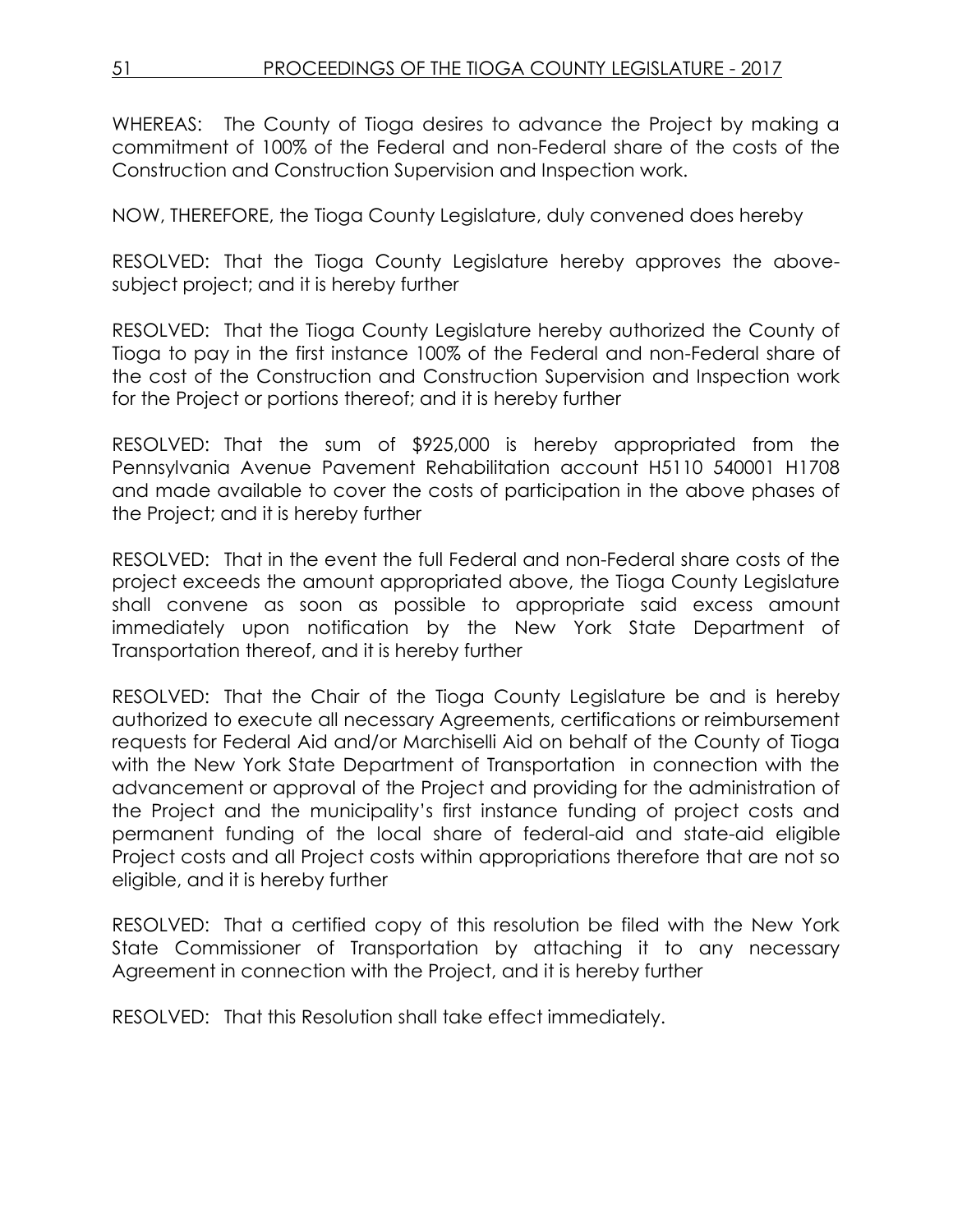WHEREAS: The County of Tioga desires to advance the Project by making a commitment of 100% of the Federal and non-Federal share of the costs of the Construction and Construction Supervision and Inspection work.

NOW, THEREFORE, the Tioga County Legislature, duly convened does hereby

RESOLVED: That the Tioga County Legislature hereby approves the above-subject project; and it is hereby further

RESOLVED: That the Tioga County Legislature hereby authorized the County of Tioga to pay in the first instance 100% of the Federal and non-Federal share of the cost of the Construction and Construction Supervision and Inspection work for the Project or portions thereof; and it is hereby further

RESOLVED: That the sum of $925,000 is hereby appropriated from the Pennsylvania Avenue Pavement Rehabilitation account H5110 540001 H1708 and made available to cover the costs of participation in the above phases of the Project; and it is hereby further

RESOLVED: That in the event the full Federal and non-Federal share costs of the project exceeds the amount appropriated above, the Tioga County Legislature shall convene as soon as possible to appropriate said excess amount immediately upon notification by the New York State Department of Transportation thereof, and it is hereby further

RESOLVED: That the Chair of the Tioga County Legislature be and is hereby authorized to execute all necessary Agreements, certifications or reimbursement requests for Federal Aid and/or Marchiselli Aid on behalf of the County of Tioga with the New York State Department of Transportation in connection with the advancement or approval of the Project and providing for the administration of the Project and the municipality's first instance funding of project costs and permanent funding of the local share of federal-aid and state-aid eligible Project costs and all Project costs within appropriations therefore that are not so eligible, and it is hereby further

RESOLVED: That a certified copy of this resolution be filed with the New York State Commissioner of Transportation by attaching it to any necessary Agreement in connection with the Project, and it is hereby further

RESOLVED: That this Resolution shall take effect immediately.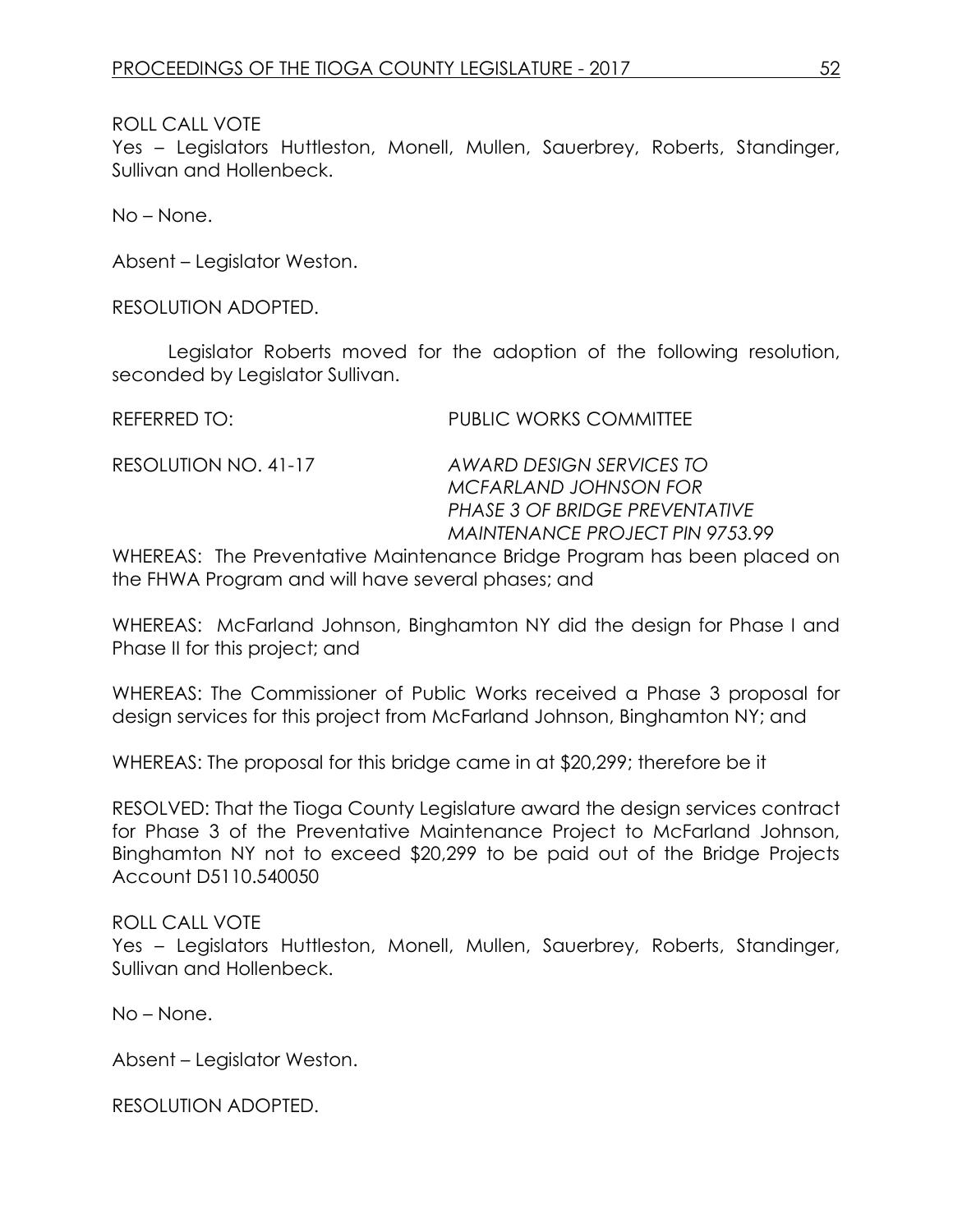ROLL CALL VOTE
Yes – Legislators Huttleston, Monell, Mullen, Sauerbrey, Roberts, Standinger, Sullivan and Hollenbeck.

No – None.

Absent – Legislator Weston.

RESOLUTION ADOPTED.

Legislator Roberts moved for the adoption of the following resolution, seconded by Legislator Sullivan.

REFERRED TO: PUBLIC WORKS COMMITTEE

RESOLUTION NO. 41-17 *AWARD DESIGN SERVICES TO MCFARLAND JOHNSON FOR PHASE 3 OF BRIDGE PREVENTATIVE MAINTENANCE PROJECT PIN 9753.99*

WHEREAS: The Preventative Maintenance Bridge Program has been placed on the FHWA Program and will have several phases; and

WHEREAS: McFarland Johnson, Binghamton NY did the design for Phase I and Phase II for this project; and

WHEREAS: The Commissioner of Public Works received a Phase 3 proposal for design services for this project from McFarland Johnson, Binghamton NY; and

WHEREAS: The proposal for this bridge came in at $20,299; therefore be it

RESOLVED: That the Tioga County Legislature award the design services contract for Phase 3 of the Preventative Maintenance Project to McFarland Johnson, Binghamton NY not to exceed $20,299 to be paid out of the Bridge Projects Account D5110.540050

ROLL CALL VOTE
Yes – Legislators Huttleston, Monell, Mullen, Sauerbrey, Roberts, Standinger, Sullivan and Hollenbeck.

No – None.

Absent – Legislator Weston.

RESOLUTION ADOPTED.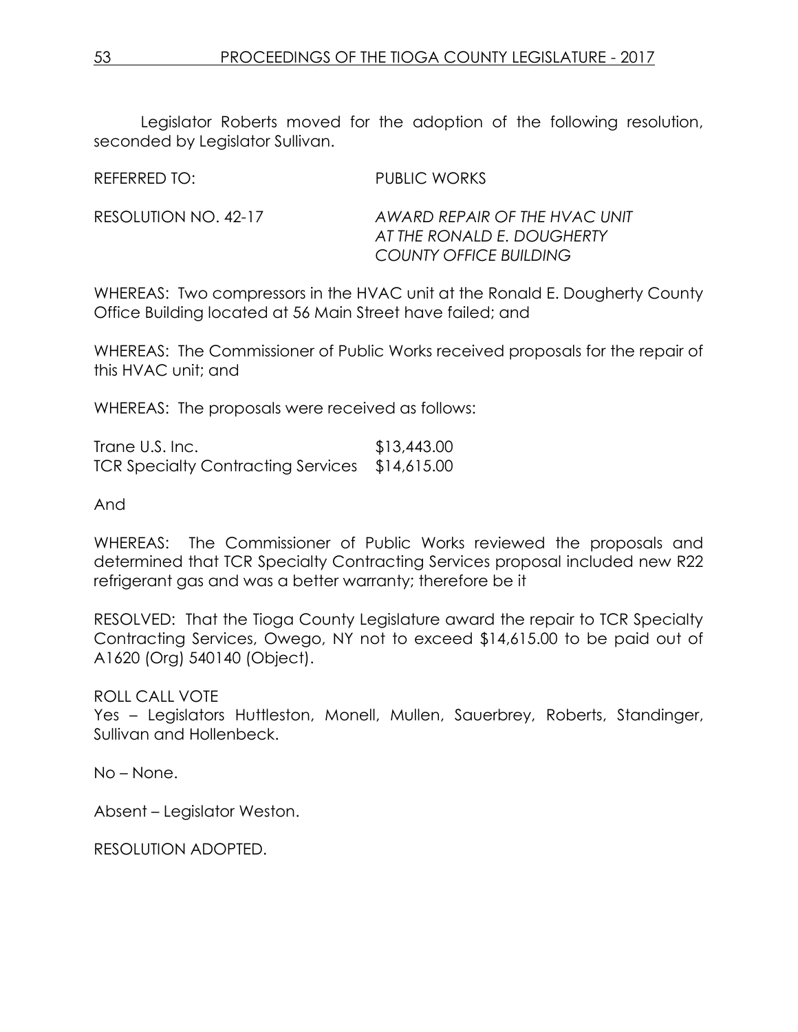Legislator Roberts moved for the adoption of the following resolution, seconded by Legislator Sullivan.

REFERRED TO: PUBLIC WORKS

RESOLUTION NO. 42-17 *AWARD REPAIR OF THE HVAC UNIT AT THE RONALD E. DOUGHERTY COUNTY OFFICE BUILDING*

WHEREAS: Two compressors in the HVAC unit at the Ronald E. Dougherty County Office Building located at 56 Main Street have failed; and

WHEREAS: The Commissioner of Public Works received proposals for the repair of this HVAC unit; and

WHEREAS: The proposals were received as follows:

| | |
|---|---|
| Trane U.S. Inc. | $13,443.00 |
| TCR Specialty Contracting Services | $14,615.00 |

And

WHEREAS: The Commissioner of Public Works reviewed the proposals and determined that TCR Specialty Contracting Services proposal included new R22 refrigerant gas and was a better warranty; therefore be it

RESOLVED: That the Tioga County Legislature award the repair to TCR Specialty Contracting Services, Owego, NY not to exceed $14,615.00 to be paid out of A1620 (Org) 540140 (Object).

ROLL CALL VOTE
Yes – Legislators Huttleston, Monell, Mullen, Sauerbrey, Roberts, Standinger, Sullivan and Hollenbeck.

No – None.

Absent – Legislator Weston.

RESOLUTION ADOPTED.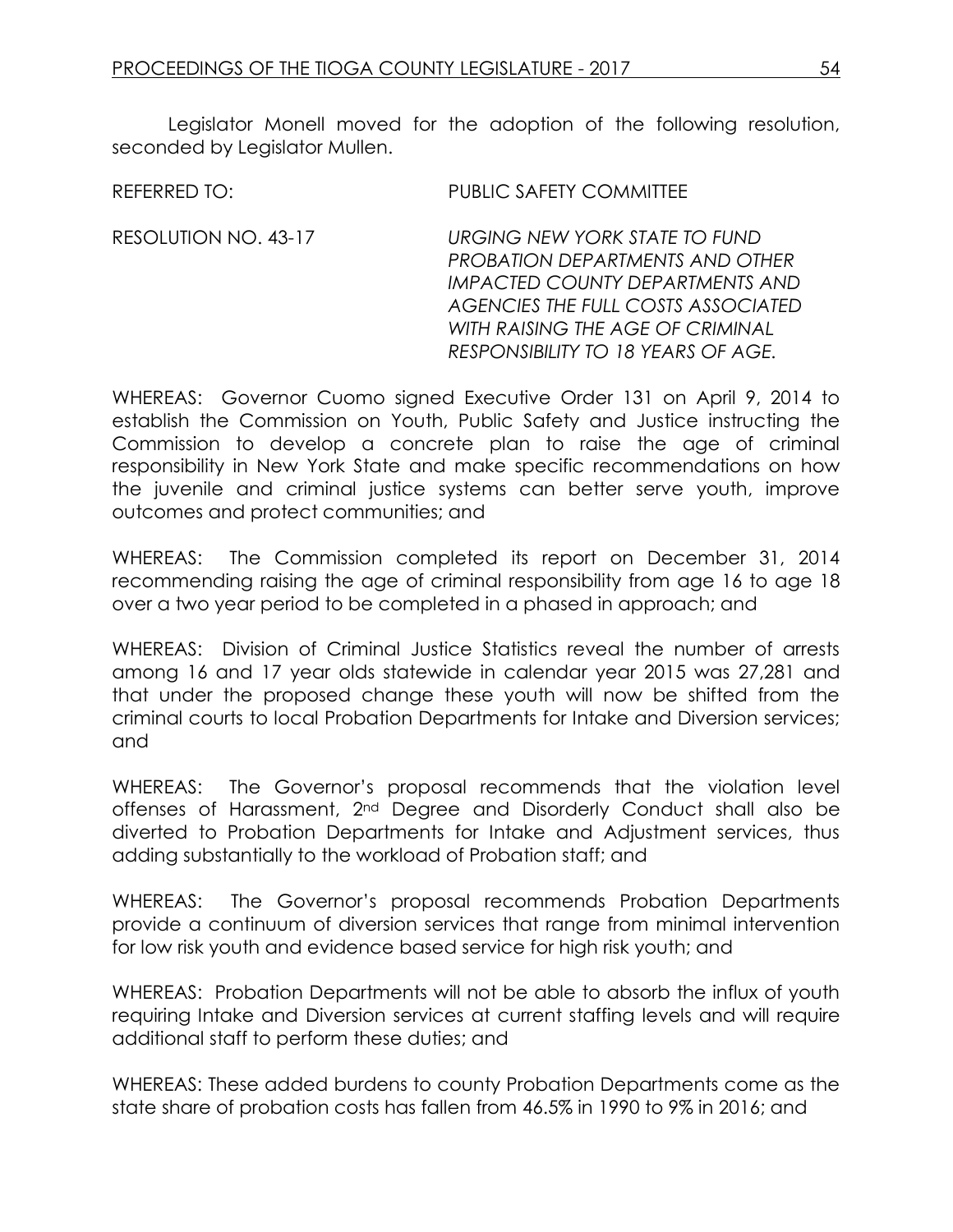Legislator Monell moved for the adoption of the following resolution, seconded by Legislator Mullen.

REFERRED TO: PUBLIC SAFETY COMMITTEE

RESOLUTION NO. 43-17 *URGING NEW YORK STATE TO FUND PROBATION DEPARTMENTS AND OTHER IMPACTED COUNTY DEPARTMENTS AND AGENCIES THE FULL COSTS ASSOCIATED WITH RAISING THE AGE OF CRIMINAL RESPONSIBILITY TO 18 YEARS OF AGE.*

WHEREAS: Governor Cuomo signed Executive Order 131 on April 9, 2014 to establish the Commission on Youth, Public Safety and Justice instructing the Commission to develop a concrete plan to raise the age of criminal responsibility in New York State and make specific recommendations on how the juvenile and criminal justice systems can better serve youth, improve outcomes and protect communities; and

WHEREAS: The Commission completed its report on December 31, 2014 recommending raising the age of criminal responsibility from age 16 to age 18 over a two year period to be completed in a phased in approach; and

WHEREAS: Division of Criminal Justice Statistics reveal the number of arrests among 16 and 17 year olds statewide in calendar year 2015 was 27,281 and that under the proposed change these youth will now be shifted from the criminal courts to local Probation Departments for Intake and Diversion services; and

WHEREAS: The Governor's proposal recommends that the violation level offenses of Harassment, 2nd Degree and Disorderly Conduct shall also be diverted to Probation Departments for Intake and Adjustment services, thus adding substantially to the workload of Probation staff; and

WHEREAS: The Governor's proposal recommends Probation Departments provide a continuum of diversion services that range from minimal intervention for low risk youth and evidence based service for high risk youth; and

WHEREAS: Probation Departments will not be able to absorb the influx of youth requiring Intake and Diversion services at current staffing levels and will require additional staff to perform these duties; and

WHEREAS: These added burdens to county Probation Departments come as the state share of probation costs has fallen from 46.5% in 1990 to 9% in 2016; and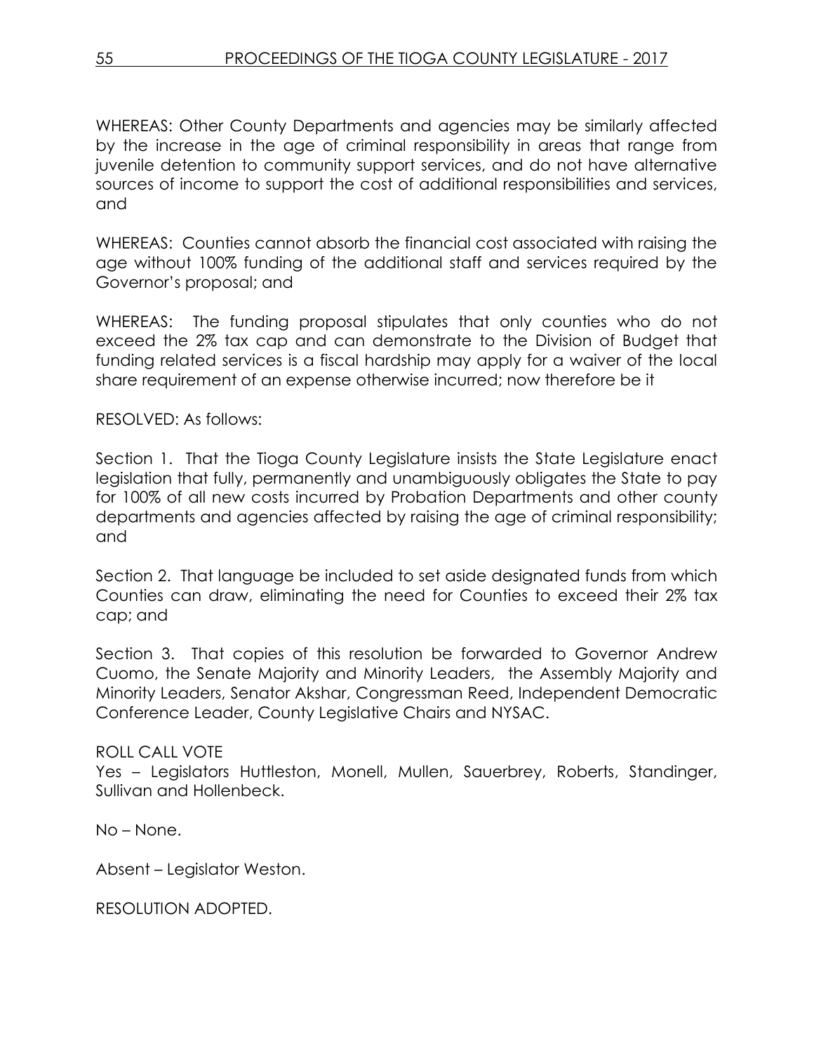WHEREAS: Other County Departments and agencies may be similarly affected by the increase in the age of criminal responsibility in areas that range from juvenile detention to community support services, and do not have alternative sources of income to support the cost of additional responsibilities and services, and

WHEREAS: Counties cannot absorb the financial cost associated with raising the age without 100% funding of the additional staff and services required by the Governor's proposal; and

WHEREAS: The funding proposal stipulates that only counties who do not exceed the 2% tax cap and can demonstrate to the Division of Budget that funding related services is a fiscal hardship may apply for a waiver of the local share requirement of an expense otherwise incurred; now therefore be it

RESOLVED: As follows:

Section 1. That the Tioga County Legislature insists the State Legislature enact legislation that fully, permanently and unambiguously obligates the State to pay for 100% of all new costs incurred by Probation Departments and other county departments and agencies affected by raising the age of criminal responsibility; and

Section 2. That language be included to set aside designated funds from which Counties can draw, eliminating the need for Counties to exceed their 2% tax cap; and

Section 3. That copies of this resolution be forwarded to Governor Andrew Cuomo, the Senate Majority and Minority Leaders, the Assembly Majority and Minority Leaders, Senator Akshar, Congressman Reed, Independent Democratic Conference Leader, County Legislative Chairs and NYSAC.

ROLL CALL VOTE
Yes – Legislators Huttleston, Monell, Mullen, Sauerbrey, Roberts, Standinger, Sullivan and Hollenbeck.

No – None.

Absent – Legislator Weston.

RESOLUTION ADOPTED.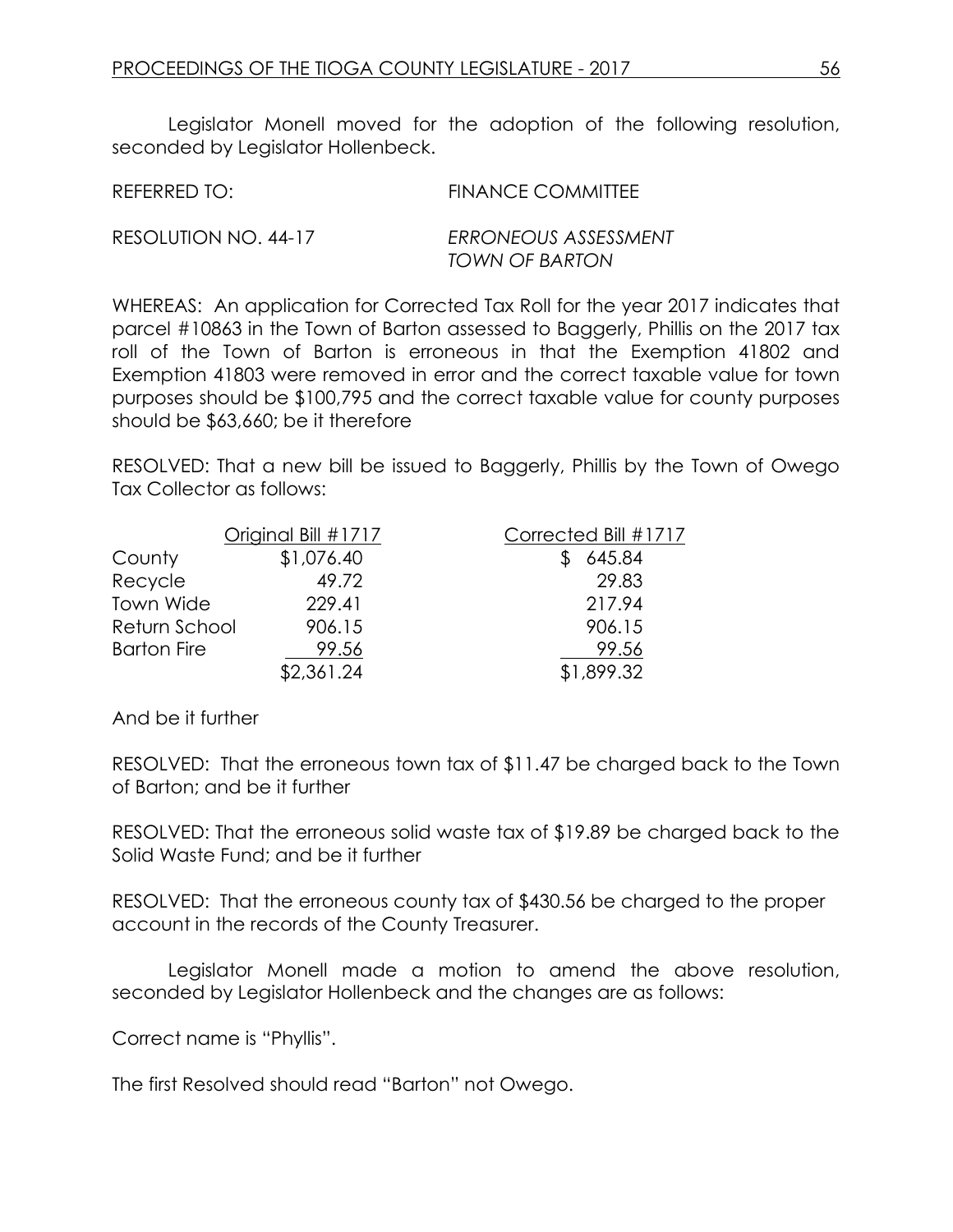Legislator Monell moved for the adoption of the following resolution, seconded by Legislator Hollenbeck.

REFERRED TO: FINANCE COMMITTEE

RESOLUTION NO. 44-17 *ERRONEOUS ASSESSMENT TOWN OF BARTON*

WHEREAS: An application for Corrected Tax Roll for the year 2017 indicates that parcel #10863 in the Town of Barton assessed to Baggerly, Phillis on the 2017 tax roll of the Town of Barton is erroneous in that the Exemption 41802 and Exemption 41803 were removed in error and the correct taxable value for town purposes should be $100,795 and the correct taxable value for county purposes should be $63,660; be it therefore

RESOLVED: That a new bill be issued to Baggerly, Phillis by the Town of Owego Tax Collector as follows:

| | Original Bill #1717 | Corrected Bill #1717 |
|---|---|---|
| County | $1,076.40 | $ 645.84 |
| Recycle | 49.72 | 29.83 |
| Town Wide | 229.41 | 217.94 |
| Return School | 906.15 | 906.15 |
| Barton Fire | 99.56 | 99.56 |
| | $2,361.24 | $1,899.32 |

And be it further

RESOLVED: That the erroneous town tax of $11.47 be charged back to the Town of Barton; and be it further

RESOLVED: That the erroneous solid waste tax of $19.89 be charged back to the Solid Waste Fund; and be it further

RESOLVED: That the erroneous county tax of $430.56 be charged to the proper account in the records of the County Treasurer.

Legislator Monell made a motion to amend the above resolution, seconded by Legislator Hollenbeck and the changes are as follows:

Correct name is "Phyllis".

The first Resolved should read "Barton" not Owego.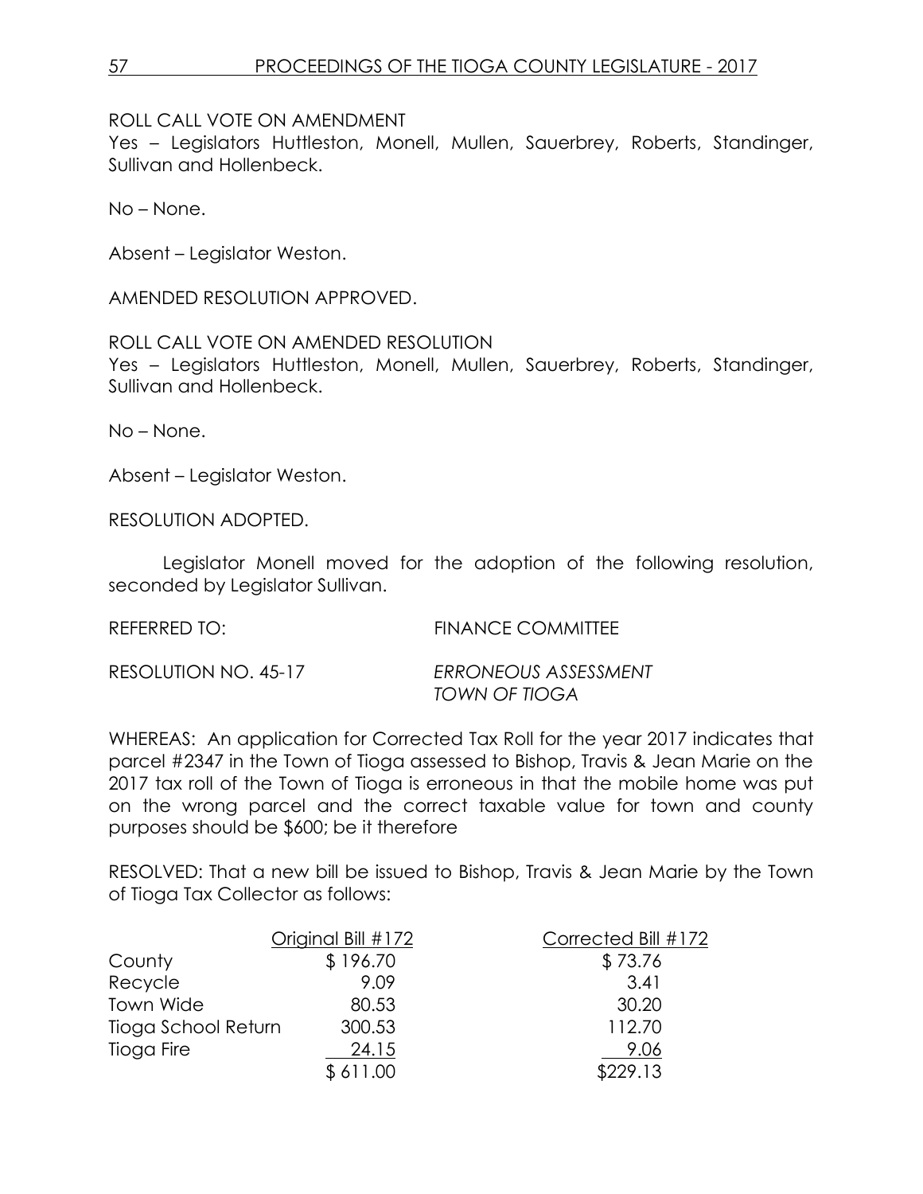ROLL CALL VOTE ON AMENDMENT
Yes – Legislators Huttleston, Monell, Mullen, Sauerbrey, Roberts, Standinger, Sullivan and Hollenbeck.

No – None.

Absent – Legislator Weston.

AMENDED RESOLUTION APPROVED.

ROLL CALL VOTE ON AMENDED RESOLUTION
Yes – Legislators Huttleston, Monell, Mullen, Sauerbrey, Roberts, Standinger, Sullivan and Hollenbeck.

No – None.

Absent – Legislator Weston.

RESOLUTION ADOPTED.

Legislator Monell moved for the adoption of the following resolution, seconded by Legislator Sullivan.

REFERRED TO: FINANCE COMMITTEE

RESOLUTION NO. 45-17 *ERRONEOUS ASSESSMENT TOWN OF TIOGA*

WHEREAS: An application for Corrected Tax Roll for the year 2017 indicates that parcel #2347 in the Town of Tioga assessed to Bishop, Travis & Jean Marie on the 2017 tax roll of the Town of Tioga is erroneous in that the mobile home was put on the wrong parcel and the correct taxable value for town and county purposes should be $600; be it therefore

RESOLVED: That a new bill be issued to Bishop, Travis & Jean Marie by the Town of Tioga Tax Collector as follows:

| | Original Bill #172 | Corrected Bill #172 |
|---|---|---|
| County | $ 196.70 | $ 73.76 |
| Recycle | 9.09 | 3.41 |
| Town Wide | 80.53 | 30.20 |
| Tioga School Return | 300.53 | 112.70 |
| Tioga Fire | 24.15 | 9.06 |
| | $ 611.00 | $229.13 |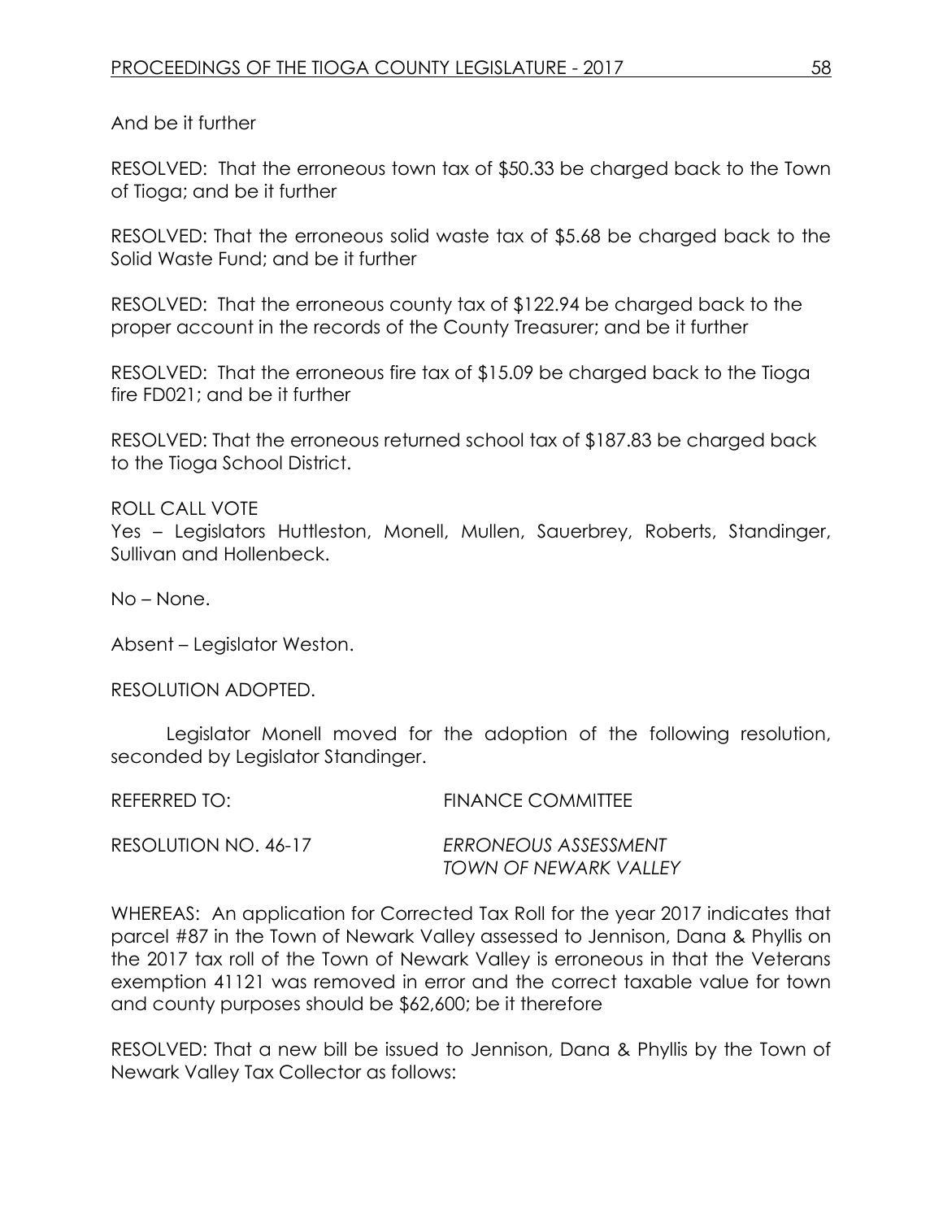And be it further

RESOLVED: That the erroneous town tax of $50.33 be charged back to the Town of Tioga; and be it further

RESOLVED: That the erroneous solid waste tax of $5.68 be charged back to the Solid Waste Fund; and be it further

RESOLVED: That the erroneous county tax of $122.94 be charged back to the proper account in the records of the County Treasurer; and be it further

RESOLVED: That the erroneous fire tax of $15.09 be charged back to the Tioga fire FD021; and be it further

RESOLVED: That the erroneous returned school tax of $187.83 be charged back to the Tioga School District.

ROLL CALL VOTE
Yes – Legislators Huttleston, Monell, Mullen, Sauerbrey, Roberts, Standinger, Sullivan and Hollenbeck.

No – None.

Absent – Legislator Weston.

RESOLUTION ADOPTED.

Legislator Monell moved for the adoption of the following resolution, seconded by Legislator Standinger.

REFERRED TO: FINANCE COMMITTEE

RESOLUTION NO. 46-17 *ERRONEOUS ASSESSMENT TOWN OF NEWARK VALLEY*

WHEREAS: An application for Corrected Tax Roll for the year 2017 indicates that parcel #87 in the Town of Newark Valley assessed to Jennison, Dana & Phyllis on the 2017 tax roll of the Town of Newark Valley is erroneous in that the Veterans exemption 41121 was removed in error and the correct taxable value for town and county purposes should be $62,600; be it therefore

RESOLVED: That a new bill be issued to Jennison, Dana & Phyllis by the Town of Newark Valley Tax Collector as follows: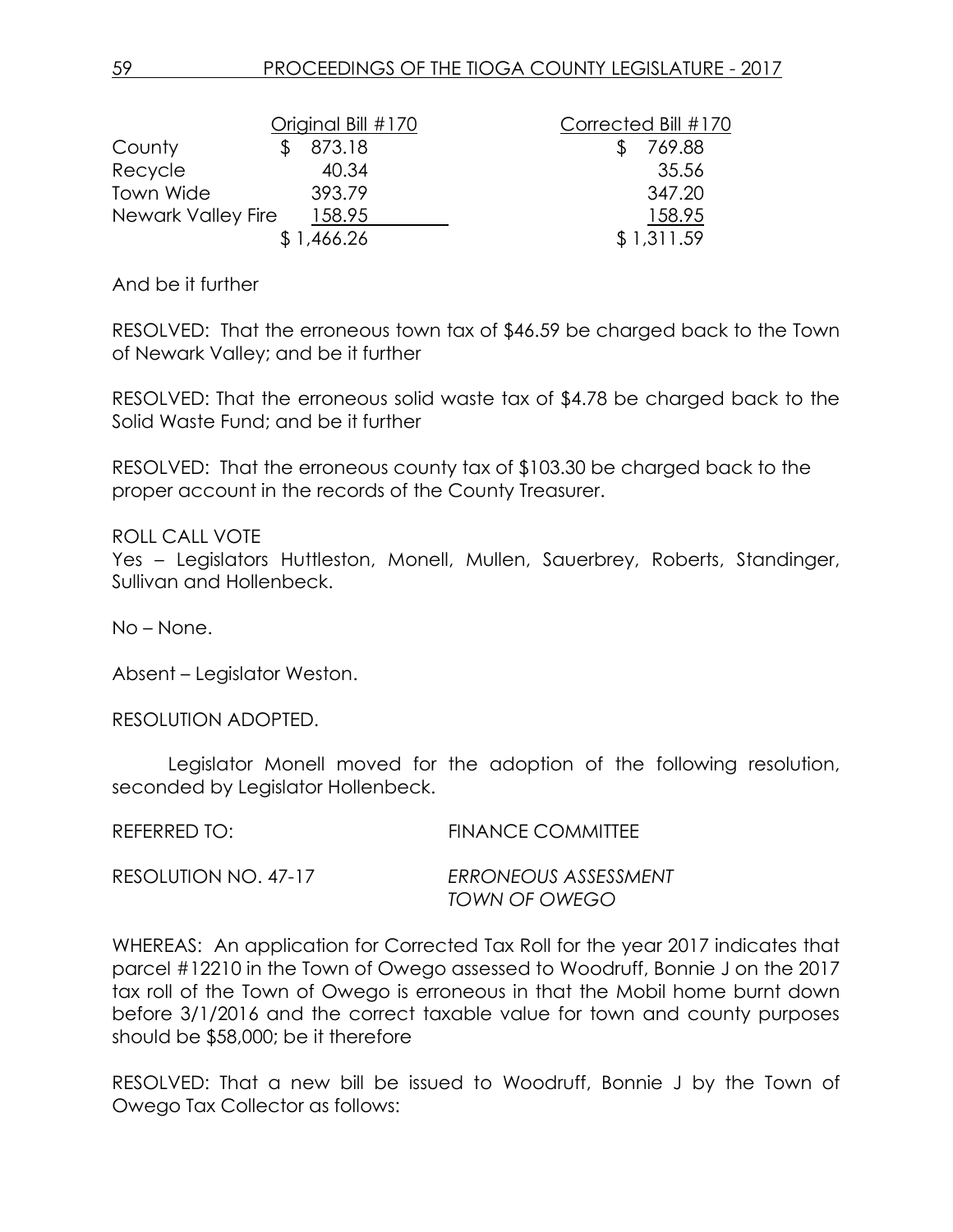| | Original Bill #170 | Corrected Bill #170 |
|---|---|---|
| County | $ 873.18 | $ 769.88 |
| Recycle | 40.34 | 35.56 |
| Town Wide | 393.79 | 347.20 |
| Newark Valley Fire | 158.95 | 158.95 |
| | $ 1,466.26 | $ 1,311.59 |

And be it further

RESOLVED: That the erroneous town tax of $46.59 be charged back to the Town of Newark Valley; and be it further

RESOLVED: That the erroneous solid waste tax of $4.78 be charged back to the Solid Waste Fund; and be it further

RESOLVED: That the erroneous county tax of $103.30 be charged back to the proper account in the records of the County Treasurer.

ROLL CALL VOTE
Yes – Legislators Huttleston, Monell, Mullen, Sauerbrey, Roberts, Standinger, Sullivan and Hollenbeck.

No – None.

Absent – Legislator Weston.

RESOLUTION ADOPTED.

Legislator Monell moved for the adoption of the following resolution, seconded by Legislator Hollenbeck.

REFERRED TO: FINANCE COMMITTEE

RESOLUTION NO. 47-17 *ERRONEOUS ASSESSMENT TOWN OF OWEGO*

WHEREAS: An application for Corrected Tax Roll for the year 2017 indicates that parcel #12210 in the Town of Owego assessed to Woodruff, Bonnie J on the 2017 tax roll of the Town of Owego is erroneous in that the Mobil home burnt down before 3/1/2016 and the correct taxable value for town and county purposes should be $58,000; be it therefore

RESOLVED: That a new bill be issued to Woodruff, Bonnie J by the Town of Owego Tax Collector as follows: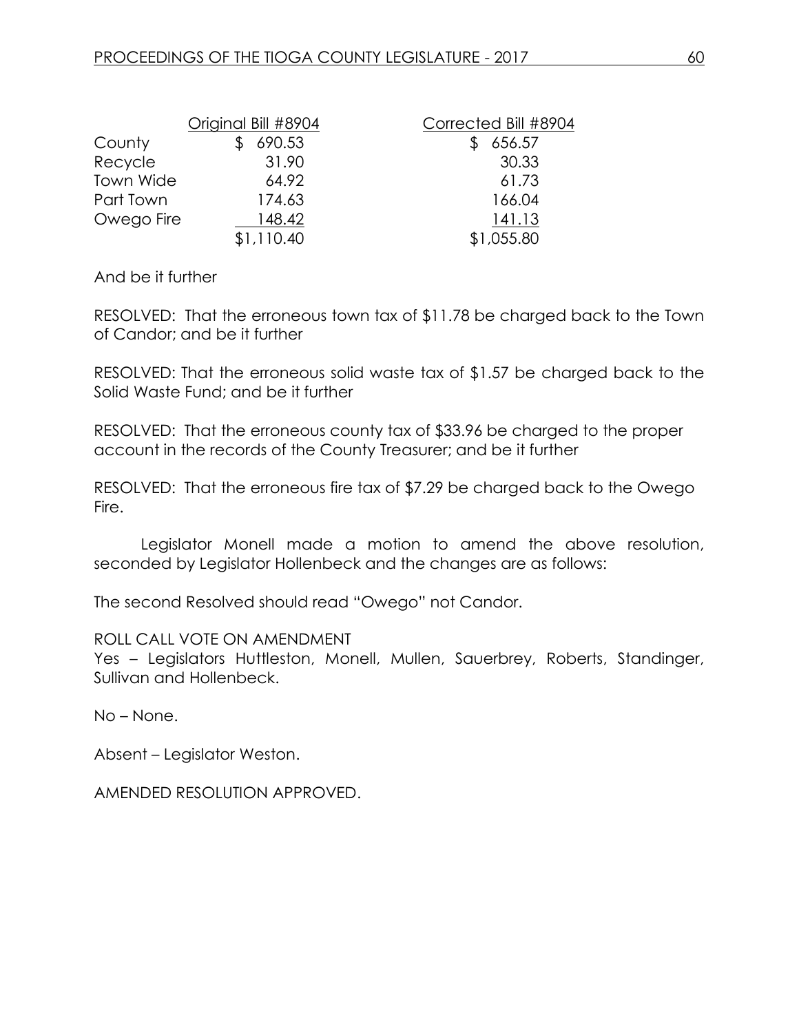| | Original Bill #8904 | Corrected Bill #8904 |
|---|---|---|
| County | $ 690.53 | $ 656.57 |
| Recycle | 31.90 | 30.33 |
| Town Wide | 64.92 | 61.73 |
| Part Town | 174.63 | 166.04 |
| Owego Fire | 148.42 | 141.13 |
| | $1,110.40 | $1,055.80 |

And be it further

RESOLVED: That the erroneous town tax of $11.78 be charged back to the Town of Candor; and be it further

RESOLVED: That the erroneous solid waste tax of $1.57 be charged back to the Solid Waste Fund; and be it further

RESOLVED: That the erroneous county tax of $33.96 be charged to the proper account in the records of the County Treasurer; and be it further

RESOLVED: That the erroneous fire tax of $7.29 be charged back to the Owego Fire.

Legislator Monell made a motion to amend the above resolution, seconded by Legislator Hollenbeck and the changes are as follows:

The second Resolved should read "Owego" not Candor.

ROLL CALL VOTE ON AMENDMENT
Yes – Legislators Huttleston, Monell, Mullen, Sauerbrey, Roberts, Standinger, Sullivan and Hollenbeck.

No – None.

Absent – Legislator Weston.

AMENDED RESOLUTION APPROVED.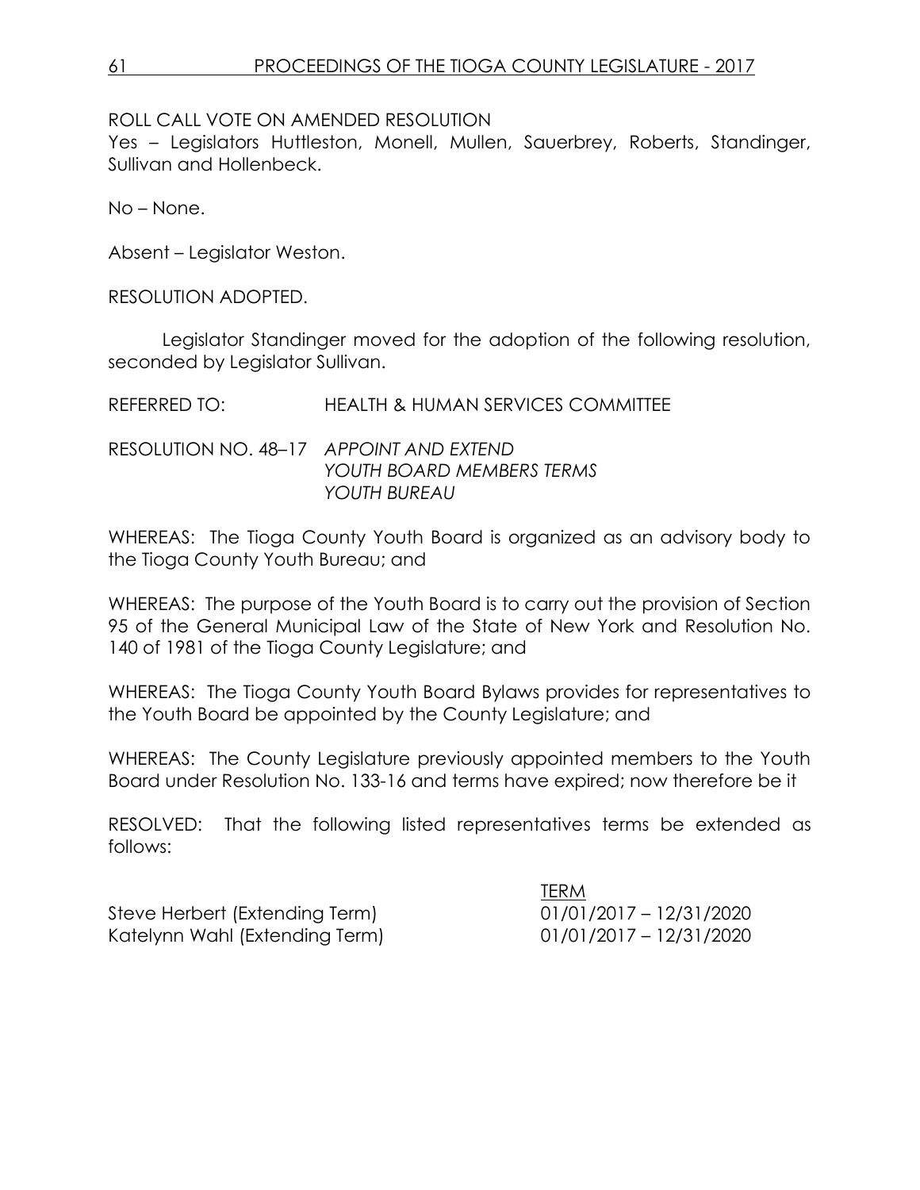ROLL CALL VOTE ON AMENDED RESOLUTION

Yes – Legislators Huttleston, Monell, Mullen, Sauerbrey, Roberts, Standinger, Sullivan and Hollenbeck.

No – None.

Absent – Legislator Weston.

RESOLUTION ADOPTED.

Legislator Standinger moved for the adoption of the following resolution, seconded by Legislator Sullivan.

REFERRED TO: HEALTH & HUMAN SERVICES COMMITTEE

RESOLUTION NO. 48–17 *APPOINT AND EXTEND YOUTH BOARD MEMBERS TERMS YOUTH BUREAU*

WHEREAS: The Tioga County Youth Board is organized as an advisory body to the Tioga County Youth Bureau; and

WHEREAS: The purpose of the Youth Board is to carry out the provision of Section 95 of the General Municipal Law of the State of New York and Resolution No. 140 of 1981 of the Tioga County Legislature; and

WHEREAS: The Tioga County Youth Board Bylaws provides for representatives to the Youth Board be appointed by the County Legislature; and

WHEREAS: The County Legislature previously appointed members to the Youth Board under Resolution No. 133-16 and terms have expired; now therefore be it

RESOLVED: That the following listed representatives terms be extended as follows:

| | TERM |
|---|---|
| Steve Herbert (Extending Term) | 01/01/2017 – 12/31/2020 |
| Katelynn Wahl (Extending Term) | 01/01/2017 – 12/31/2020 |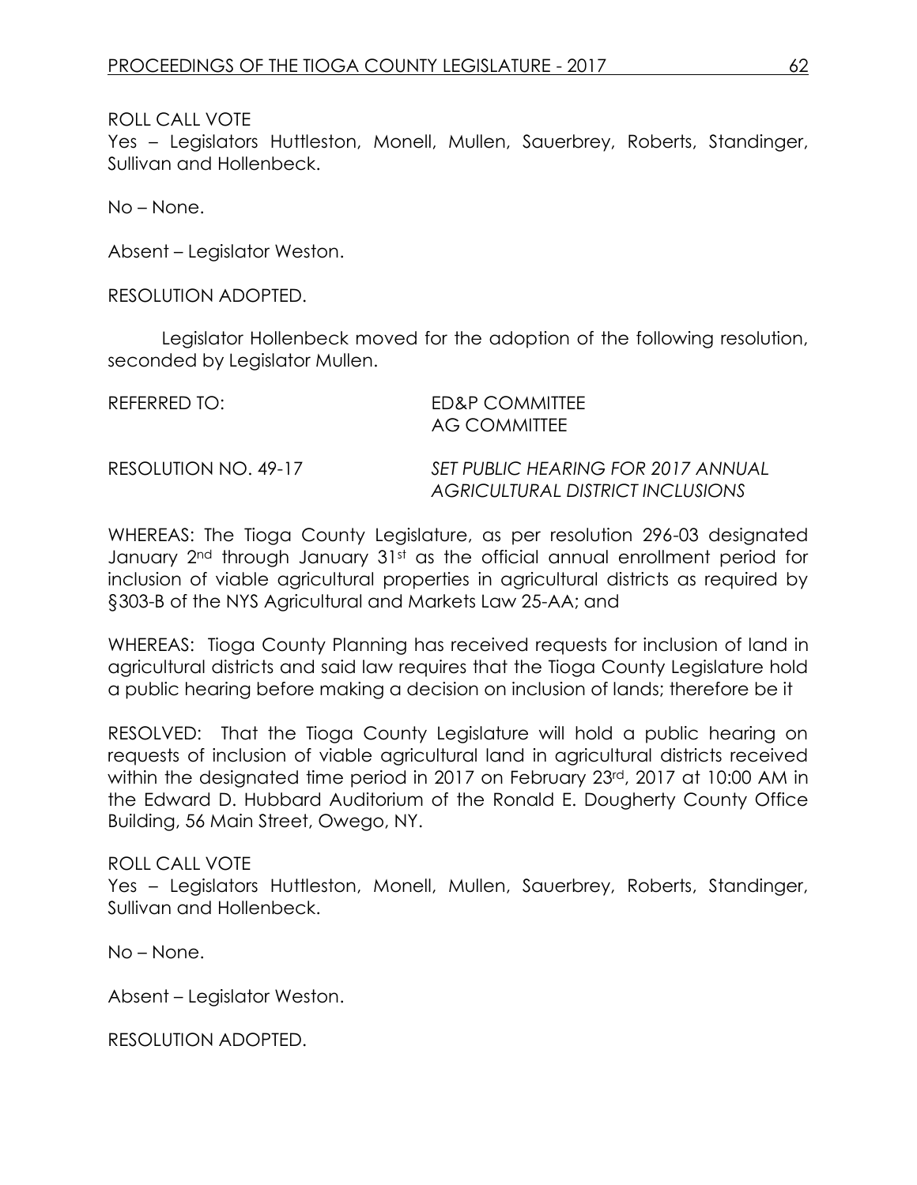ROLL CALL VOTE
Yes – Legislators Huttleston, Monell, Mullen, Sauerbrey, Roberts, Standinger, Sullivan and Hollenbeck.

No – None.

Absent – Legislator Weston.

RESOLUTION ADOPTED.

Legislator Hollenbeck moved for the adoption of the following resolution, seconded by Legislator Mullen.

REFERRED TO: ED&P COMMITTEE
AG COMMITTEE

RESOLUTION NO. 49-17 *SET PUBLIC HEARING FOR 2017 ANNUAL AGRICULTURAL DISTRICT INCLUSIONS*

WHEREAS: The Tioga County Legislature, as per resolution 296-03 designated January 2nd through January 31st as the official annual enrollment period for inclusion of viable agricultural properties in agricultural districts as required by §303-B of the NYS Agricultural and Markets Law 25-AA; and

WHEREAS: Tioga County Planning has received requests for inclusion of land in agricultural districts and said law requires that the Tioga County Legislature hold a public hearing before making a decision on inclusion of lands; therefore be it

RESOLVED: That the Tioga County Legislature will hold a public hearing on requests of inclusion of viable agricultural land in agricultural districts received within the designated time period in 2017 on February 23rd, 2017 at 10:00 AM in the Edward D. Hubbard Auditorium of the Ronald E. Dougherty County Office Building, 56 Main Street, Owego, NY.

ROLL CALL VOTE
Yes – Legislators Huttleston, Monell, Mullen, Sauerbrey, Roberts, Standinger, Sullivan and Hollenbeck.

No – None.

Absent – Legislator Weston.

RESOLUTION ADOPTED.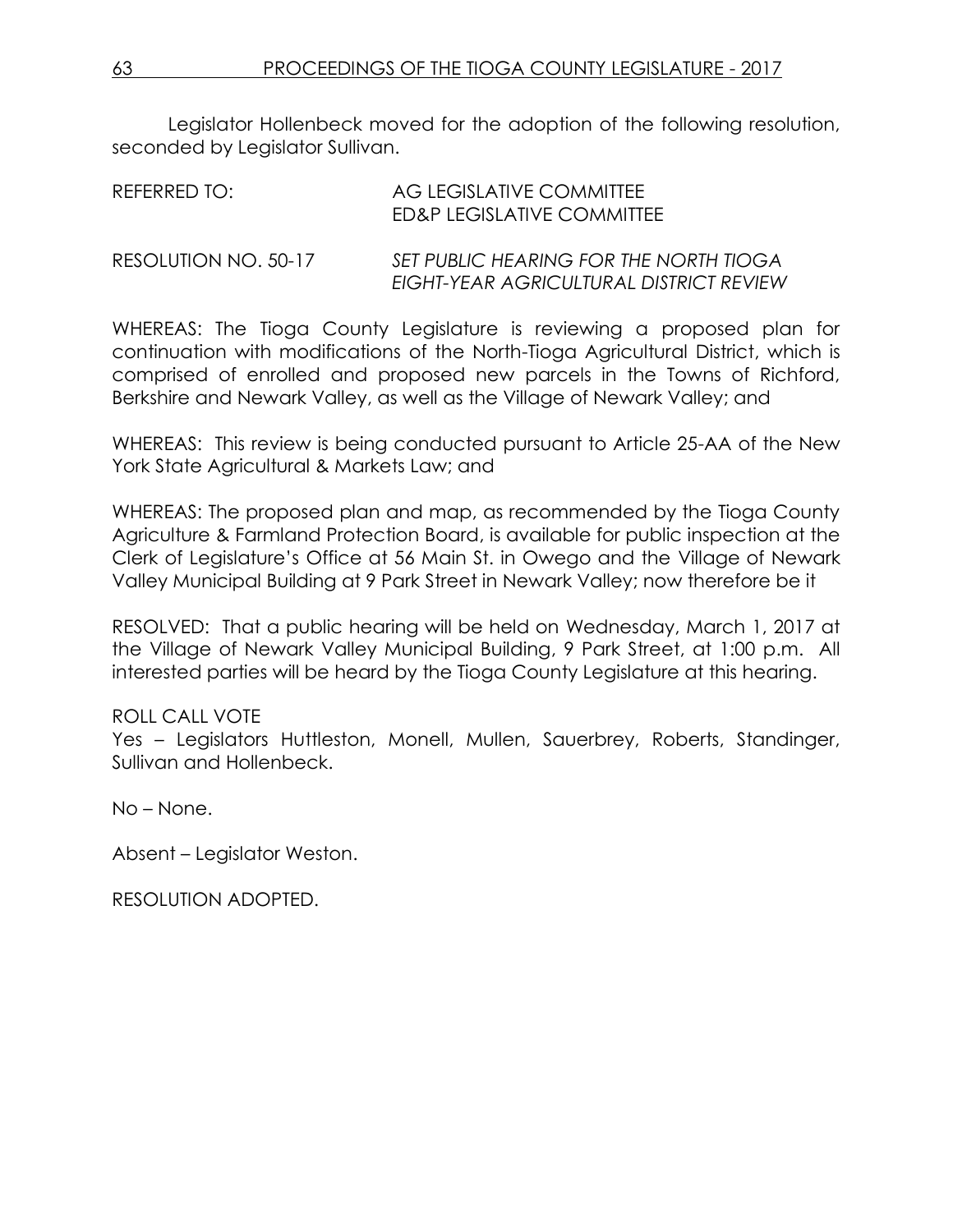Legislator Hollenbeck moved for the adoption of the following resolution, seconded by Legislator Sullivan.

REFERRED TO: AG LEGISLATIVE COMMITTEE
ED&P LEGISLATIVE COMMITTEE

RESOLUTION NO. 50-17 *SET PUBLIC HEARING FOR THE NORTH TIOGA EIGHT-YEAR AGRICULTURAL DISTRICT REVIEW*

WHEREAS: The Tioga County Legislature is reviewing a proposed plan for continuation with modifications of the North-Tioga Agricultural District, which is comprised of enrolled and proposed new parcels in the Towns of Richford, Berkshire and Newark Valley, as well as the Village of Newark Valley; and

WHEREAS: This review is being conducted pursuant to Article 25-AA of the New York State Agricultural & Markets Law; and

WHEREAS: The proposed plan and map, as recommended by the Tioga County Agriculture & Farmland Protection Board, is available for public inspection at the Clerk of Legislature's Office at 56 Main St. in Owego and the Village of Newark Valley Municipal Building at 9 Park Street in Newark Valley; now therefore be it

RESOLVED: That a public hearing will be held on Wednesday, March 1, 2017 at the Village of Newark Valley Municipal Building, 9 Park Street, at 1:00 p.m. All interested parties will be heard by the Tioga County Legislature at this hearing.

ROLL CALL VOTE
Yes – Legislators Huttleston, Monell, Mullen, Sauerbrey, Roberts, Standinger, Sullivan and Hollenbeck.

No – None.

Absent – Legislator Weston.

RESOLUTION ADOPTED.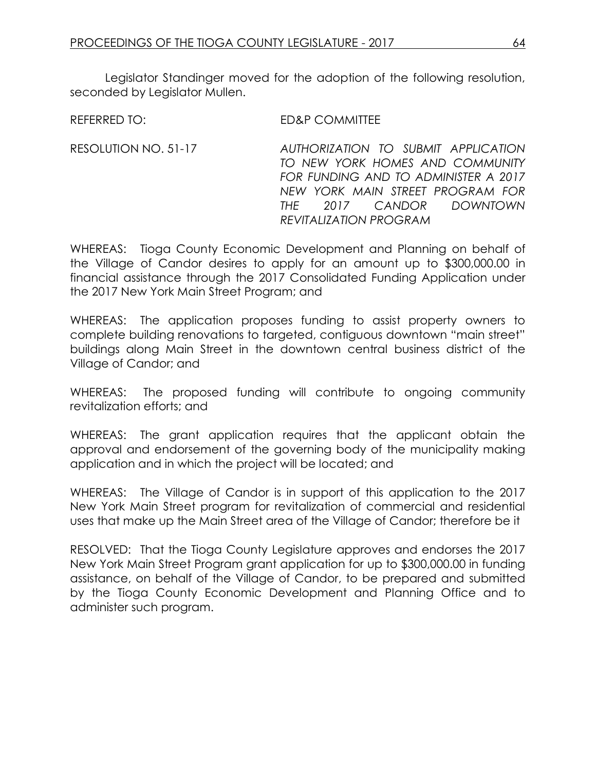Legislator Standinger moved for the adoption of the following resolution, seconded by Legislator Mullen.

REFERRED TO: ED&P COMMITTEE

RESOLUTION NO. 51-17 *AUTHORIZATION TO SUBMIT APPLICATION TO NEW YORK HOMES AND COMMUNITY FOR FUNDING AND TO ADMINISTER A 2017 NEW YORK MAIN STREET PROGRAM FOR THE 2017 CANDOR DOWNTOWN REVITALIZATION PROGRAM*

WHEREAS: Tioga County Economic Development and Planning on behalf of the Village of Candor desires to apply for an amount up to $300,000.00 in financial assistance through the 2017 Consolidated Funding Application under the 2017 New York Main Street Program; and

WHEREAS: The application proposes funding to assist property owners to complete building renovations to targeted, contiguous downtown "main street" buildings along Main Street in the downtown central business district of the Village of Candor; and

WHEREAS: The proposed funding will contribute to ongoing community revitalization efforts; and

WHEREAS: The grant application requires that the applicant obtain the approval and endorsement of the governing body of the municipality making application and in which the project will be located; and

WHEREAS: The Village of Candor is in support of this application to the 2017 New York Main Street program for revitalization of commercial and residential uses that make up the Main Street area of the Village of Candor; therefore be it

RESOLVED: That the Tioga County Legislature approves and endorses the 2017 New York Main Street Program grant application for up to $300,000.00 in funding assistance, on behalf of the Village of Candor, to be prepared and submitted by the Tioga County Economic Development and Planning Office and to administer such program.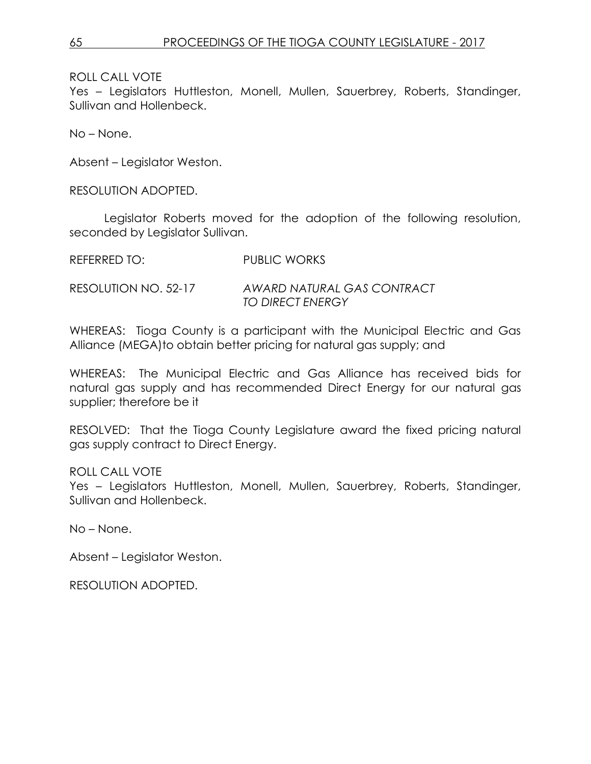ROLL CALL VOTE
Yes – Legislators Huttleston, Monell, Mullen, Sauerbrey, Roberts, Standinger, Sullivan and Hollenbeck.

No – None.

Absent – Legislator Weston.

RESOLUTION ADOPTED.

Legislator Roberts moved for the adoption of the following resolution, seconded by Legislator Sullivan.

REFERRED TO: PUBLIC WORKS

RESOLUTION NO. 52-17 *AWARD NATURAL GAS CONTRACT TO DIRECT ENERGY*

WHEREAS: Tioga County is a participant with the Municipal Electric and Gas Alliance (MEGA)to obtain better pricing for natural gas supply; and

WHEREAS: The Municipal Electric and Gas Alliance has received bids for natural gas supply and has recommended Direct Energy for our natural gas supplier; therefore be it

RESOLVED: That the Tioga County Legislature award the fixed pricing natural gas supply contract to Direct Energy.

ROLL CALL VOTE
Yes – Legislators Huttleston, Monell, Mullen, Sauerbrey, Roberts, Standinger, Sullivan and Hollenbeck.

No – None.

Absent – Legislator Weston.

RESOLUTION ADOPTED.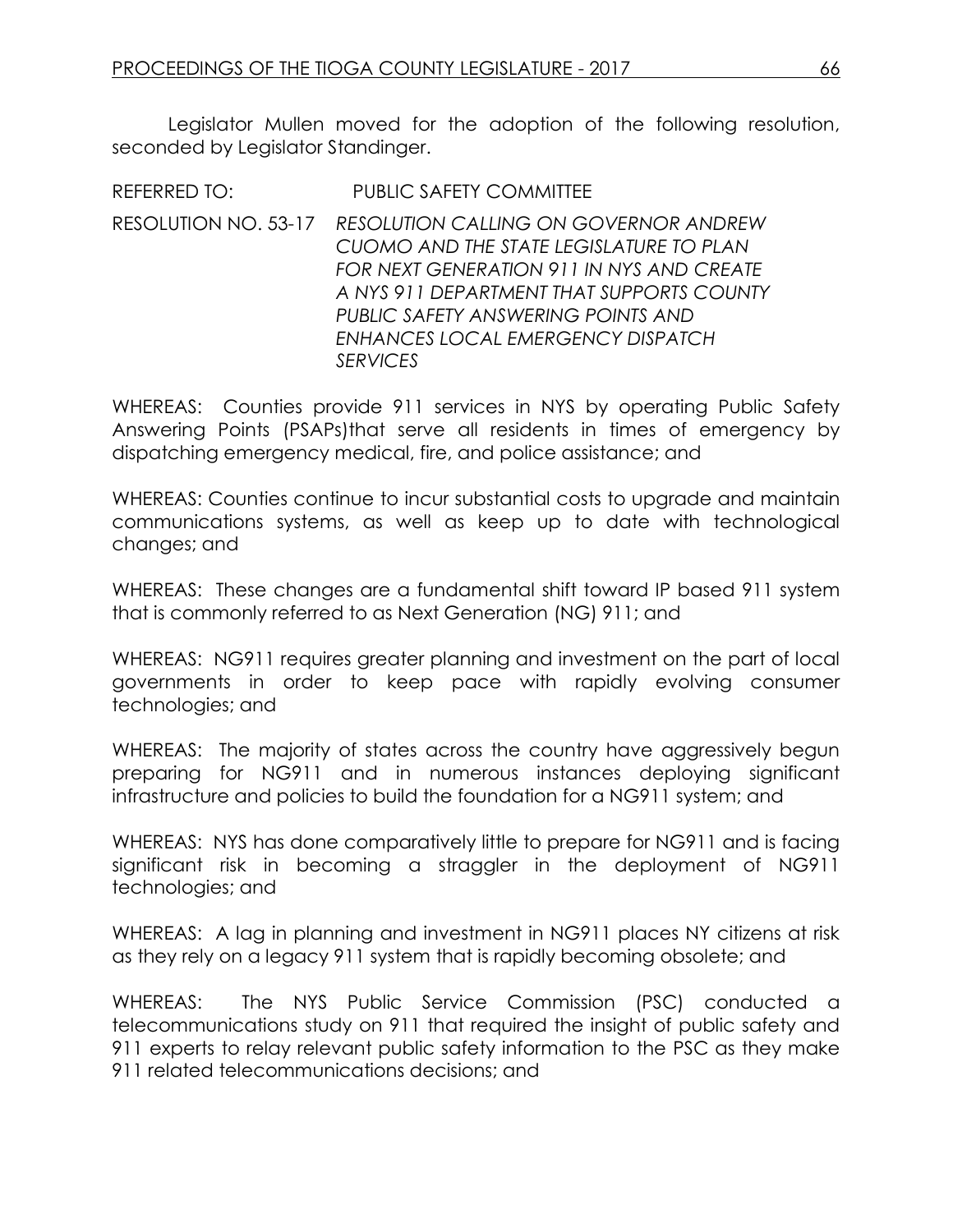Legislator Mullen moved for the adoption of the following resolution, seconded by Legislator Standinger.

REFERRED TO: PUBLIC SAFETY COMMITTEE

RESOLUTION NO. 53-17 *RESOLUTION CALLING ON GOVERNOR ANDREW CUOMO AND THE STATE LEGISLATURE TO PLAN FOR NEXT GENERATION 911 IN NYS AND CREATE A NYS 911 DEPARTMENT THAT SUPPORTS COUNTY PUBLIC SAFETY ANSWERING POINTS AND ENHANCES LOCAL EMERGENCY DISPATCH SERVICES*

WHEREAS: Counties provide 911 services in NYS by operating Public Safety Answering Points (PSAPs)that serve all residents in times of emergency by dispatching emergency medical, fire, and police assistance; and

WHEREAS: Counties continue to incur substantial costs to upgrade and maintain communications systems, as well as keep up to date with technological changes; and

WHEREAS: These changes are a fundamental shift toward IP based 911 system that is commonly referred to as Next Generation (NG) 911; and

WHEREAS: NG911 requires greater planning and investment on the part of local governments in order to keep pace with rapidly evolving consumer technologies; and

WHEREAS: The majority of states across the country have aggressively begun preparing for NG911 and in numerous instances deploying significant infrastructure and policies to build the foundation for a NG911 system; and

WHEREAS: NYS has done comparatively little to prepare for NG911 and is facing significant risk in becoming a straggler in the deployment of NG911 technologies; and

WHEREAS: A lag in planning and investment in NG911 places NY citizens at risk as they rely on a legacy 911 system that is rapidly becoming obsolete; and

WHEREAS: The NYS Public Service Commission (PSC) conducted a telecommunications study on 911 that required the insight of public safety and 911 experts to relay relevant public safety information to the PSC as they make 911 related telecommunications decisions; and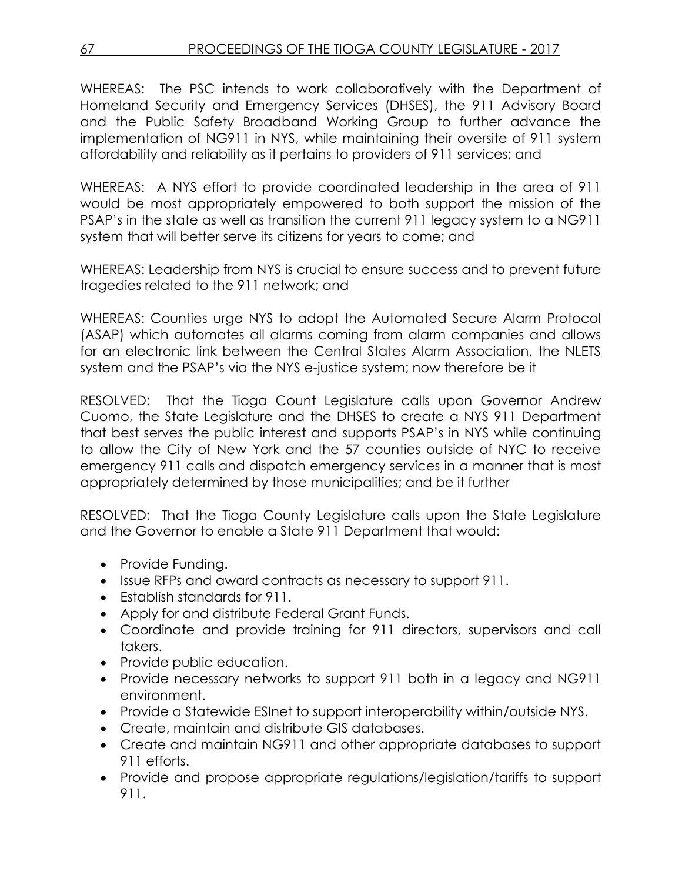WHEREAS: The PSC intends to work collaboratively with the Department of Homeland Security and Emergency Services (DHSES), the 911 Advisory Board and the Public Safety Broadband Working Group to further advance the implementation of NG911 in NYS, while maintaining their oversite of 911 system affordability and reliability as it pertains to providers of 911 services; and

WHEREAS: A NYS effort to provide coordinated leadership in the area of 911 would be most appropriately empowered to both support the mission of the PSAP's in the state as well as transition the current 911 legacy system to a NG911 system that will better serve its citizens for years to come; and

WHEREAS: Leadership from NYS is crucial to ensure success and to prevent future tragedies related to the 911 network; and

WHEREAS: Counties urge NYS to adopt the Automated Secure Alarm Protocol (ASAP) which automates all alarms coming from alarm companies and allows for an electronic link between the Central States Alarm Association, the NLETS system and the PSAP's via the NYS e-justice system; now therefore be it

RESOLVED: That the Tioga Count Legislature calls upon Governor Andrew Cuomo, the State Legislature and the DHSES to create a NYS 911 Department that best serves the public interest and supports PSAP's in NYS while continuing to allow the City of New York and the 57 counties outside of NYC to receive emergency 911 calls and dispatch emergency services in a manner that is most appropriately determined by those municipalities; and be it further

RESOLVED: That the Tioga County Legislature calls upon the State Legislature and the Governor to enable a State 911 Department that would:

- Provide Funding.
- Issue RFPs and award contracts as necessary to support 911.
- Establish standards for 911.
- Apply for and distribute Federal Grant Funds.
- Coordinate and provide training for 911 directors, supervisors and call takers.
- Provide public education.
- Provide necessary networks to support 911 both in a legacy and NG911 environment.
- Provide a Statewide ESInet to support interoperability within/outside NYS.
- Create, maintain and distribute GIS databases.
- Create and maintain NG911 and other appropriate databases to support 911 efforts.
- Provide and propose appropriate regulations/legislation/tariffs to support 911.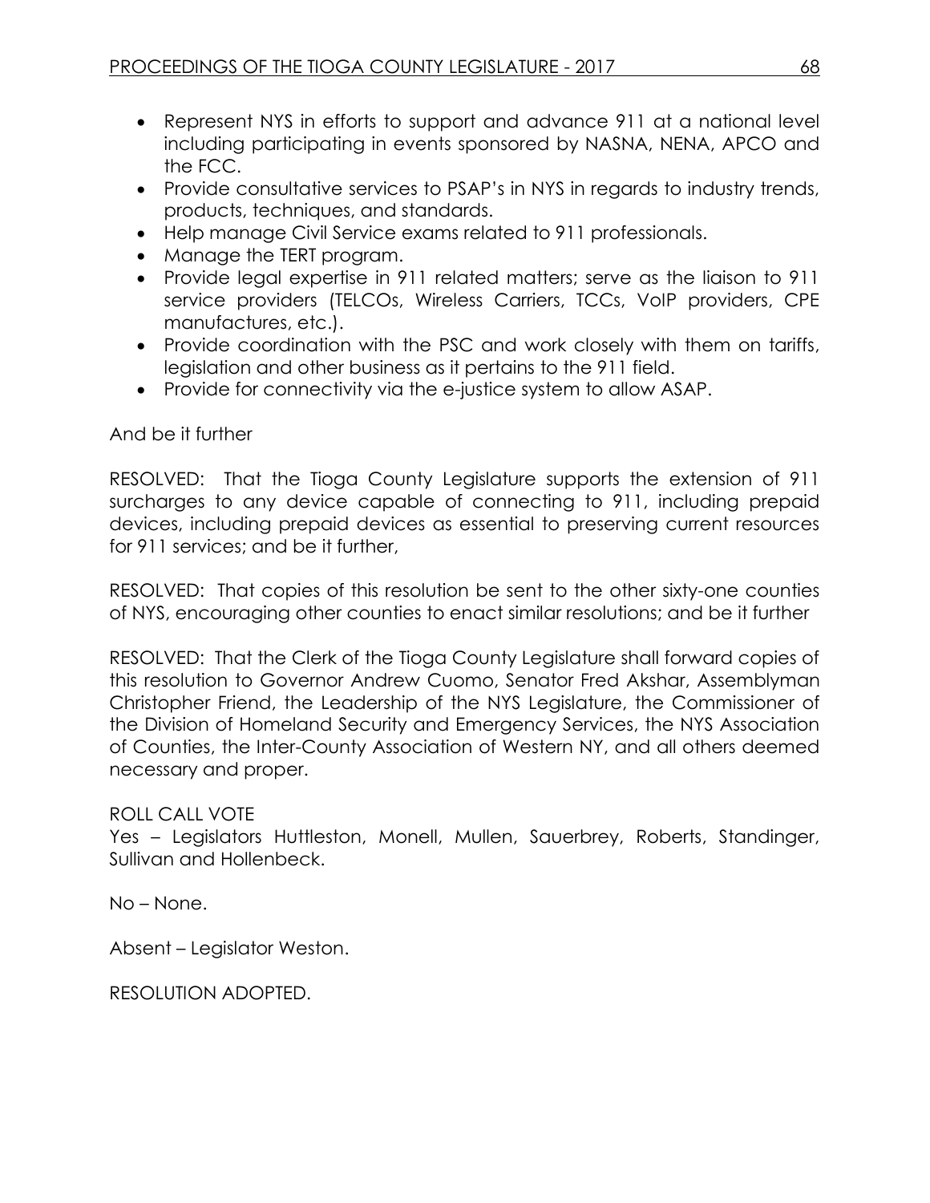- Represent NYS in efforts to support and advance 911 at a national level including participating in events sponsored by NASNA, NENA, APCO and the FCC.
- Provide consultative services to PSAP's in NYS in regards to industry trends, products, techniques, and standards.
- Help manage Civil Service exams related to 911 professionals.
- Manage the TERT program.
- Provide legal expertise in 911 related matters; serve as the liaison to 911 service providers (TELCOs, Wireless Carriers, TCCs, VoIP providers, CPE manufactures, etc.).
- Provide coordination with the PSC and work closely with them on tariffs, legislation and other business as it pertains to the 911 field.
- Provide for connectivity via the e-justice system to allow ASAP.

And be it further

RESOLVED: That the Tioga County Legislature supports the extension of 911 surcharges to any device capable of connecting to 911, including prepaid devices, including prepaid devices as essential to preserving current resources for 911 services; and be it further,

RESOLVED: That copies of this resolution be sent to the other sixty-one counties of NYS, encouraging other counties to enact similar resolutions; and be it further

RESOLVED: That the Clerk of the Tioga County Legislature shall forward copies of this resolution to Governor Andrew Cuomo, Senator Fred Akshar, Assemblyman Christopher Friend, the Leadership of the NYS Legislature, the Commissioner of the Division of Homeland Security and Emergency Services, the NYS Association of Counties, the Inter-County Association of Western NY, and all others deemed necessary and proper.

ROLL CALL VOTE
Yes – Legislators Huttleston, Monell, Mullen, Sauerbrey, Roberts, Standinger, Sullivan and Hollenbeck.

No – None.

Absent – Legislator Weston.

RESOLUTION ADOPTED.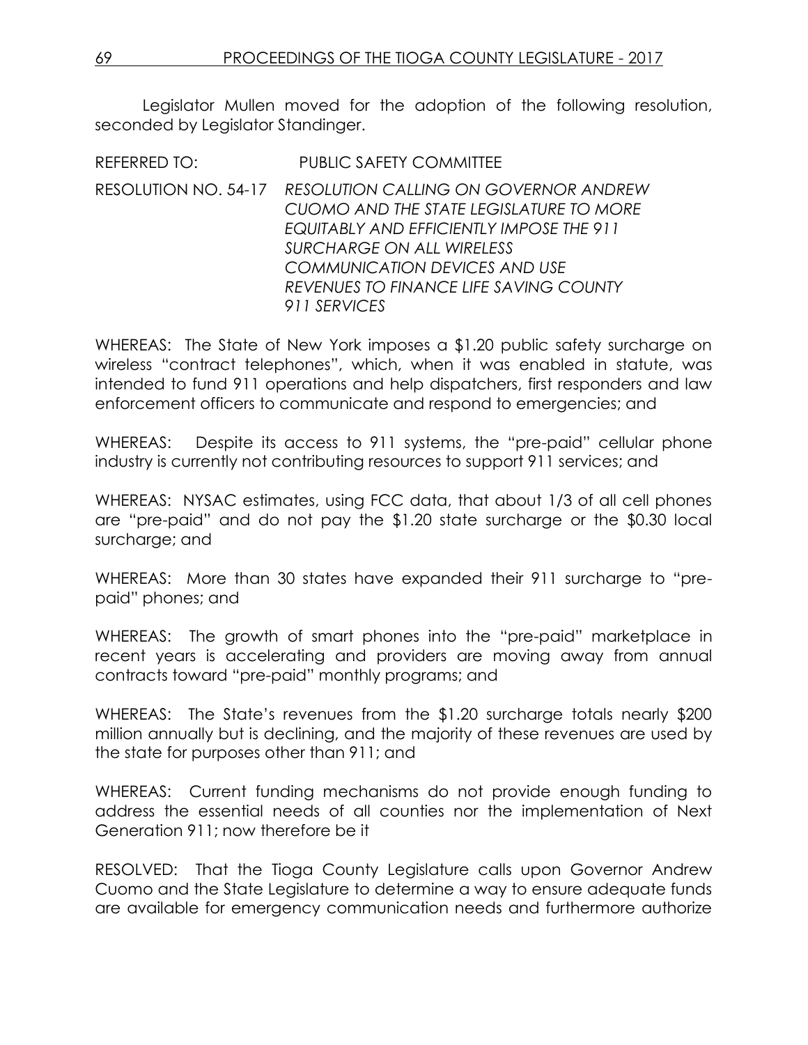Legislator Mullen moved for the adoption of the following resolution, seconded by Legislator Standinger.

REFERRED TO: PUBLIC SAFETY COMMITTEE

RESOLUTION NO. 54-17 *RESOLUTION CALLING ON GOVERNOR ANDREW CUOMO AND THE STATE LEGISLATURE TO MORE EQUITABLY AND EFFICIENTLY IMPOSE THE 911 SURCHARGE ON ALL WIRELESS COMMUNICATION DEVICES AND USE REVENUES TO FINANCE LIFE SAVING COUNTY 911 SERVICES*

WHEREAS: The State of New York imposes a $1.20 public safety surcharge on wireless "contract telephones", which, when it was enabled in statute, was intended to fund 911 operations and help dispatchers, first responders and law enforcement officers to communicate and respond to emergencies; and

WHEREAS: Despite its access to 911 systems, the "pre-paid" cellular phone industry is currently not contributing resources to support 911 services; and

WHEREAS: NYSAC estimates, using FCC data, that about 1/3 of all cell phones are "pre-paid" and do not pay the $1.20 state surcharge or the $0.30 local surcharge; and

WHEREAS: More than 30 states have expanded their 911 surcharge to "pre-paid" phones; and

WHEREAS: The growth of smart phones into the "pre-paid" marketplace in recent years is accelerating and providers are moving away from annual contracts toward "pre-paid" monthly programs; and

WHEREAS: The State's revenues from the $1.20 surcharge totals nearly $200 million annually but is declining, and the majority of these revenues are used by the state for purposes other than 911; and

WHEREAS: Current funding mechanisms do not provide enough funding to address the essential needs of all counties nor the implementation of Next Generation 911; now therefore be it

RESOLVED: That the Tioga County Legislature calls upon Governor Andrew Cuomo and the State Legislature to determine a way to ensure adequate funds are available for emergency communication needs and furthermore authorize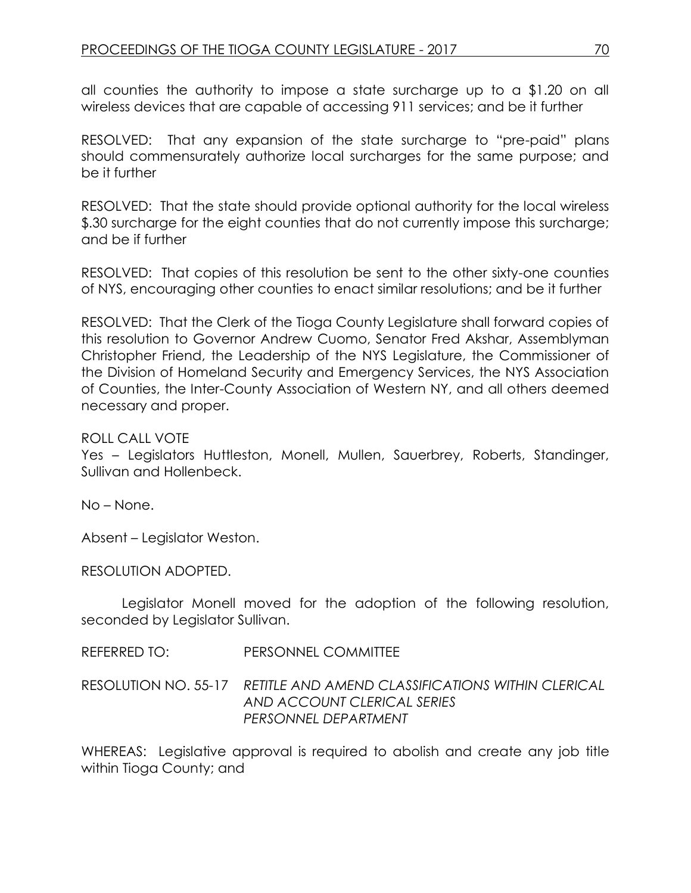all counties the authority to impose a state surcharge up to a $1.20 on all wireless devices that are capable of accessing 911 services; and be it further

RESOLVED: That any expansion of the state surcharge to "pre-paid" plans should commensurately authorize local surcharges for the same purpose; and be it further

RESOLVED: That the state should provide optional authority for the local wireless $.30 surcharge for the eight counties that do not currently impose this surcharge; and be if further

RESOLVED: That copies of this resolution be sent to the other sixty-one counties of NYS, encouraging other counties to enact similar resolutions; and be it further

RESOLVED: That the Clerk of the Tioga County Legislature shall forward copies of this resolution to Governor Andrew Cuomo, Senator Fred Akshar, Assemblyman Christopher Friend, the Leadership of the NYS Legislature, the Commissioner of the Division of Homeland Security and Emergency Services, the NYS Association of Counties, the Inter-County Association of Western NY, and all others deemed necessary and proper.

ROLL CALL VOTE
Yes – Legislators Huttleston, Monell, Mullen, Sauerbrey, Roberts, Standinger, Sullivan and Hollenbeck.

No – None.

Absent – Legislator Weston.

RESOLUTION ADOPTED.

Legislator Monell moved for the adoption of the following resolution, seconded by Legislator Sullivan.

REFERRED TO: PERSONNEL COMMITTEE

RESOLUTION NO. 55-17 *RETITLE AND AMEND CLASSIFICATIONS WITHIN CLERICAL AND ACCOUNT CLERICAL SERIES*
*PERSONNEL DEPARTMENT*

WHEREAS: Legislative approval is required to abolish and create any job title within Tioga County; and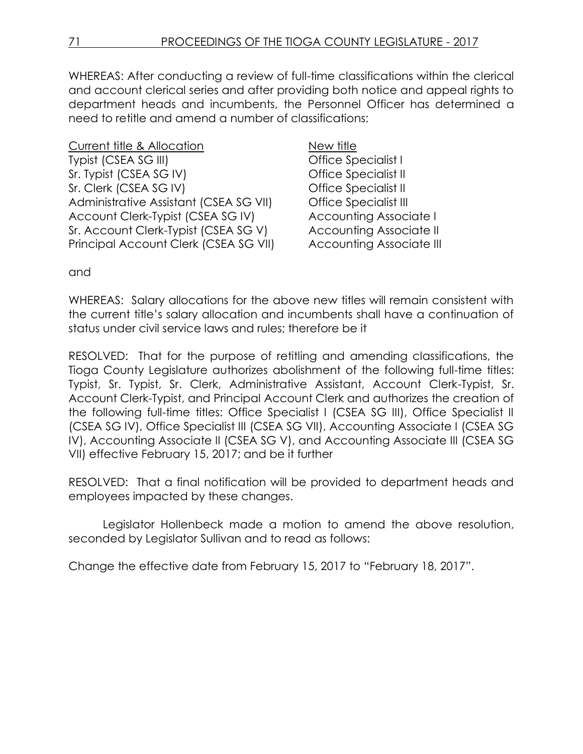WHEREAS: After conducting a review of full-time classifications within the clerical and account clerical series and after providing both notice and appeal rights to department heads and incumbents, the Personnel Officer has determined a need to retitle and amend a number of classifications:

| Current title & Allocation | New title |
| --- | --- |
| Typist (CSEA SG III) | Office Specialist I |
| Sr. Typist (CSEA SG IV) | Office Specialist II |
| Sr. Clerk (CSEA SG IV) | Office Specialist II |
| Administrative Assistant (CSEA SG VII) | Office Specialist III |
| Account Clerk-Typist (CSEA SG IV) | Accounting Associate I |
| Sr. Account Clerk-Typist (CSEA SG V) | Accounting Associate II |
| Principal Account Clerk (CSEA SG VII) | Accounting Associate III |

and

WHEREAS: Salary allocations for the above new titles will remain consistent with the current title's salary allocation and incumbents shall have a continuation of status under civil service laws and rules; therefore be it

RESOLVED: That for the purpose of retitling and amending classifications, the Tioga County Legislature authorizes abolishment of the following full-time titles: Typist, Sr. Typist, Sr. Clerk, Administrative Assistant, Account Clerk-Typist, Sr. Account Clerk-Typist, and Principal Account Clerk and authorizes the creation of the following full-time titles: Office Specialist I (CSEA SG III), Office Specialist II (CSEA SG IV), Office Specialist III (CSEA SG VII), Accounting Associate I (CSEA SG IV), Accounting Associate II (CSEA SG V), and Accounting Associate III (CSEA SG VII) effective February 15, 2017; and be it further

RESOLVED: That a final notification will be provided to department heads and employees impacted by these changes.

Legislator Hollenbeck made a motion to amend the above resolution, seconded by Legislator Sullivan and to read as follows:

Change the effective date from February 15, 2017 to "February 18, 2017".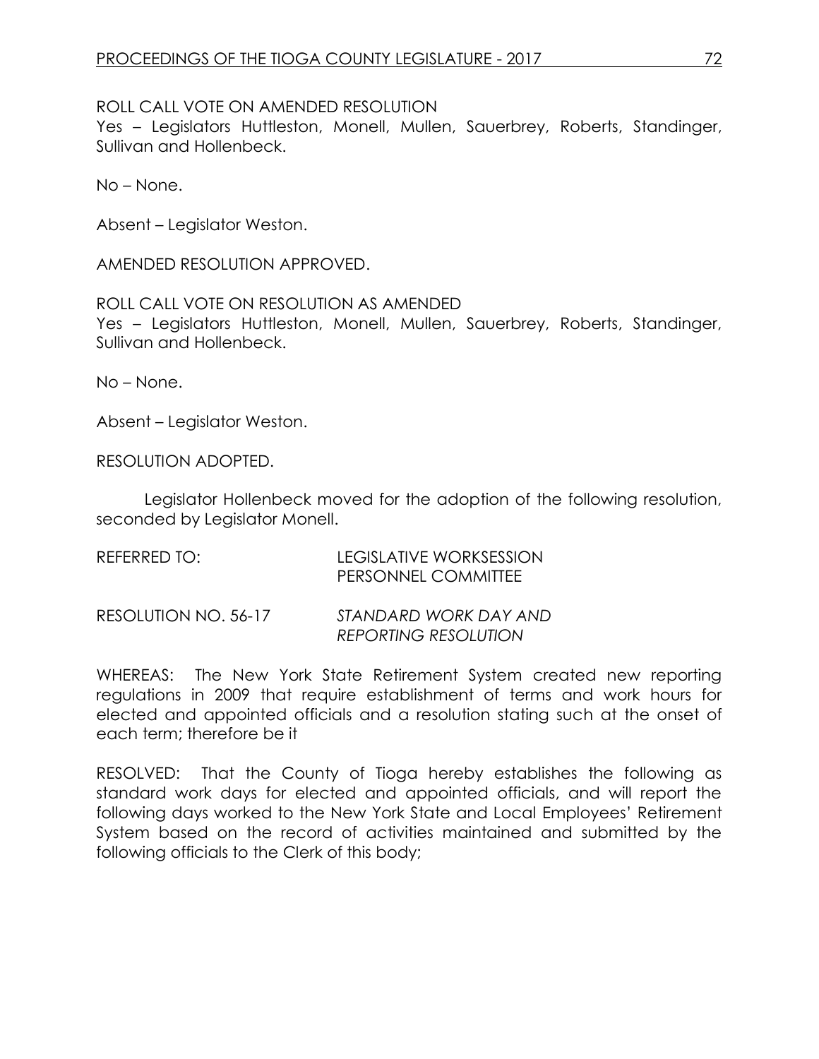ROLL CALL VOTE ON AMENDED RESOLUTION
Yes – Legislators Huttleston, Monell, Mullen, Sauerbrey, Roberts, Standinger, Sullivan and Hollenbeck.

No – None.

Absent – Legislator Weston.

AMENDED RESOLUTION APPROVED.

ROLL CALL VOTE ON RESOLUTION AS AMENDED
Yes – Legislators Huttleston, Monell, Mullen, Sauerbrey, Roberts, Standinger, Sullivan and Hollenbeck.

No – None.

Absent – Legislator Weston.

RESOLUTION ADOPTED.

Legislator Hollenbeck moved for the adoption of the following resolution, seconded by Legislator Monell.

REFERRED TO: LEGISLATIVE WORKSESSION
PERSONNEL COMMITTEE

RESOLUTION NO. 56-17 *STANDARD WORK DAY AND REPORTING RESOLUTION*

WHEREAS: The New York State Retirement System created new reporting regulations in 2009 that require establishment of terms and work hours for elected and appointed officials and a resolution stating such at the onset of each term; therefore be it

RESOLVED: That the County of Tioga hereby establishes the following as standard work days for elected and appointed officials, and will report the following days worked to the New York State and Local Employees' Retirement System based on the record of activities maintained and submitted by the following officials to the Clerk of this body;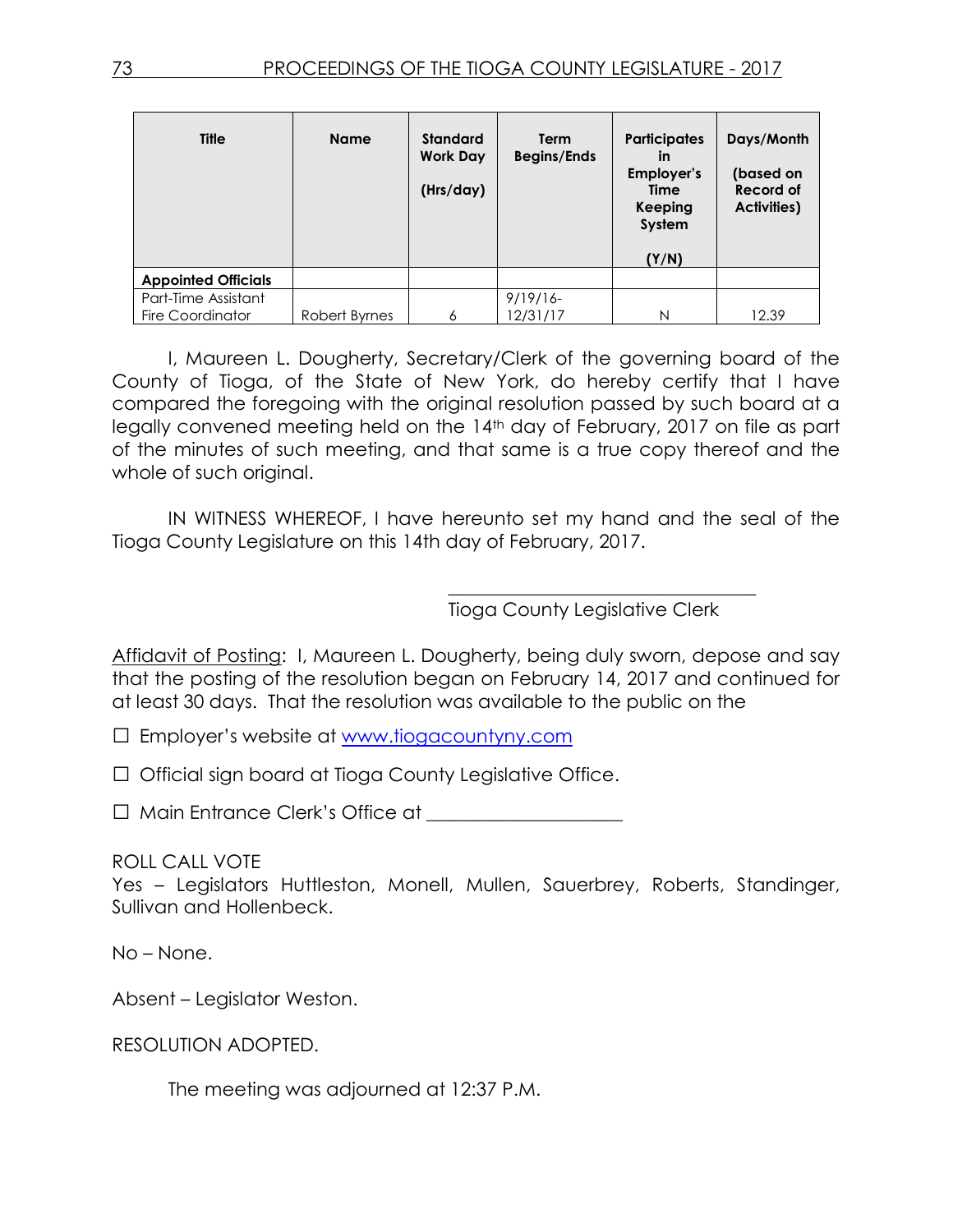| Title | Name | Standard Work Day (Hrs/day) | Term Begins/Ends | Participates in Employer's Time Keeping System (Y/N) | Days/Month (based on Record of Activities) |
|---|---|---|---|---|---|
| **Appointed Officials** | | | | | |
| Part-Time Assistant Fire Coordinator | Robert Byrnes | 6 | 9/19/16-12/31/17 | N | 12.39 |

I, Maureen L. Dougherty, Secretary/Clerk of the governing board of the County of Tioga, of the State of New York, do hereby certify that I have compared the foregoing with the original resolution passed by such board at a legally convened meeting held on the 14th day of February, 2017 on file as part of the minutes of such meeting, and that same is a true copy thereof and the whole of such original.

IN WITNESS WHEREOF, I have hereunto set my hand and the seal of the Tioga County Legislature on this 14th day of February, 2017.

\_\_\_\_\_\_\_\_\_\_\_\_\_\_\_\_\_\_\_\_\_\_\_\_\_\_\_\_\_\_\_\_\_\_

Tioga County Legislative Clerk

Affidavit of Posting: I, Maureen L. Dougherty, being duly sworn, depose and say that the posting of the resolution began on February 14, 2017 and continued for at least 30 days. That the resolution was available to the public on the

☐ Employer's website at www.tiogacountyny.com

☐ Official sign board at Tioga County Legislative Office.

☐ Main Entrance Clerk's Office at \_\_\_\_\_\_\_\_\_\_\_\_\_\_\_\_\_\_\_\_

ROLL CALL VOTE
Yes – Legislators Huttleston, Monell, Mullen, Sauerbrey, Roberts, Standinger, Sullivan and Hollenbeck.

No – None.

Absent – Legislator Weston.

RESOLUTION ADOPTED.

The meeting was adjourned at 12:37 P.M.